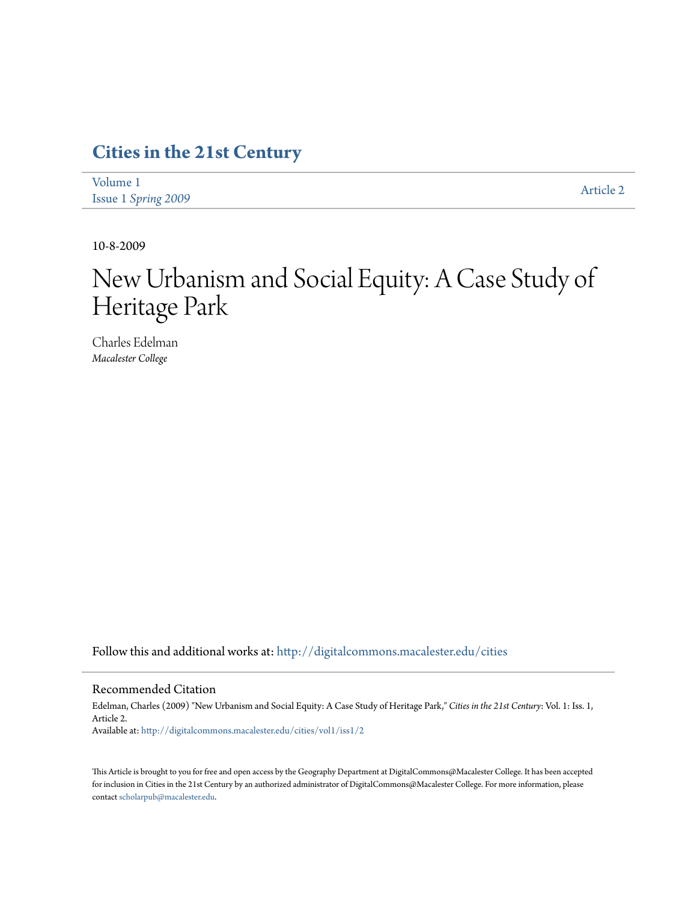# Cities in the 21st Century

Volume 1
Issue 1 *Spring 2009*

Article 2

10-8-2009

# New Urbanism and Social Equity: A Case Study of Heritage Park

Charles Edelman
*Macalester College*

Follow this and additional works at: http://digitalcommons.macalester.edu/cities

## Recommended Citation

Edelman, Charles (2009) "New Urbanism and Social Equity: A Case Study of Heritage Park," *Cities in the 21st Century*: Vol. 1: Iss. 1, Article 2.
Available at: http://digitalcommons.macalester.edu/cities/vol1/iss1/2

This Article is brought to you for free and open access by the Geography Department at DigitalCommons@Macalester College. It has been accepted for inclusion in Cities in the 21st Century by an authorized administrator of DigitalCommons@Macalester College. For more information, please contact scholarpub@macalester.edu.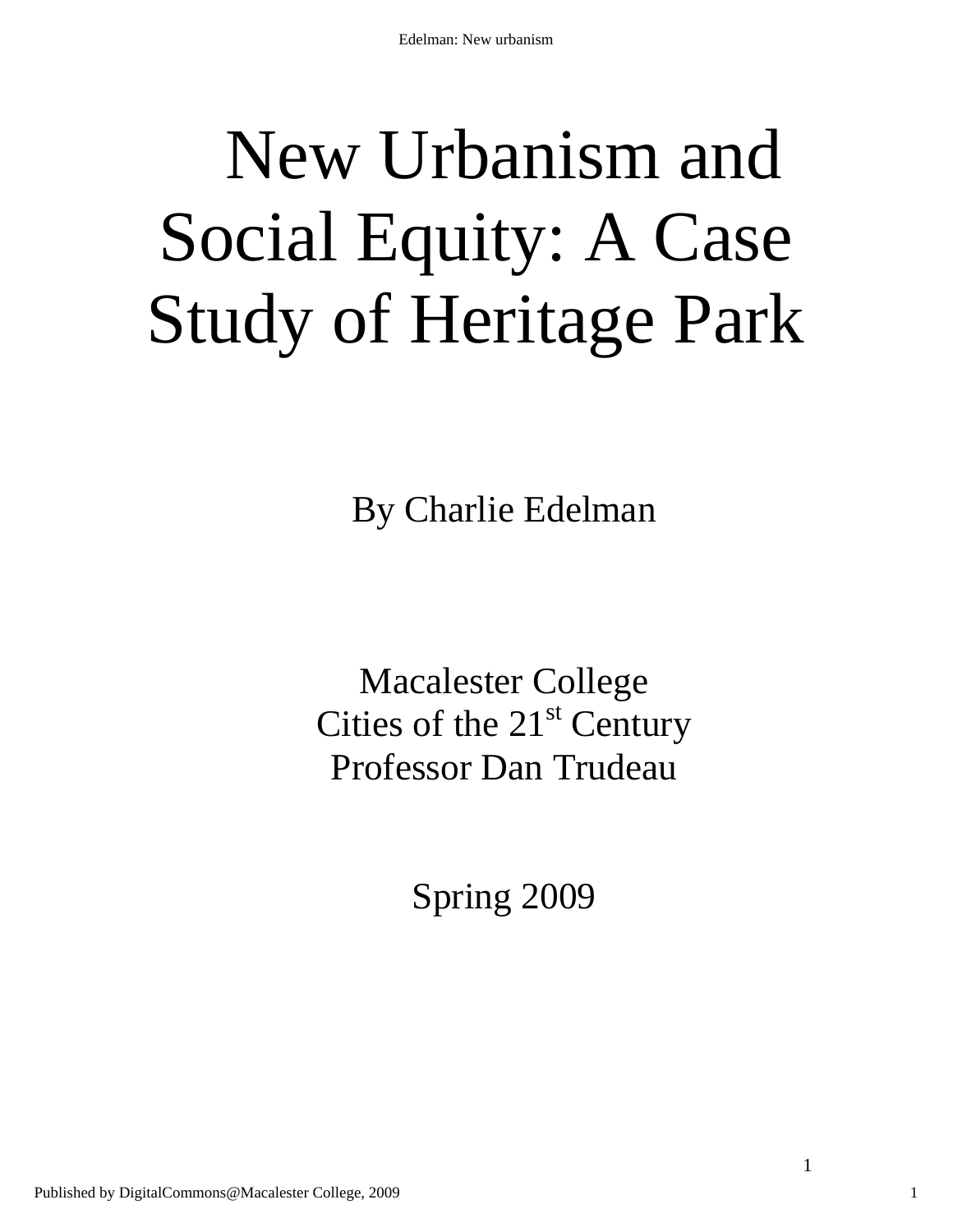# New Urbanism and Social Equity: A Case Study of Heritage Park

By Charlie Edelman

Macalester College

Cities of the 21st Century

Professor Dan Trudeau

Spring 2009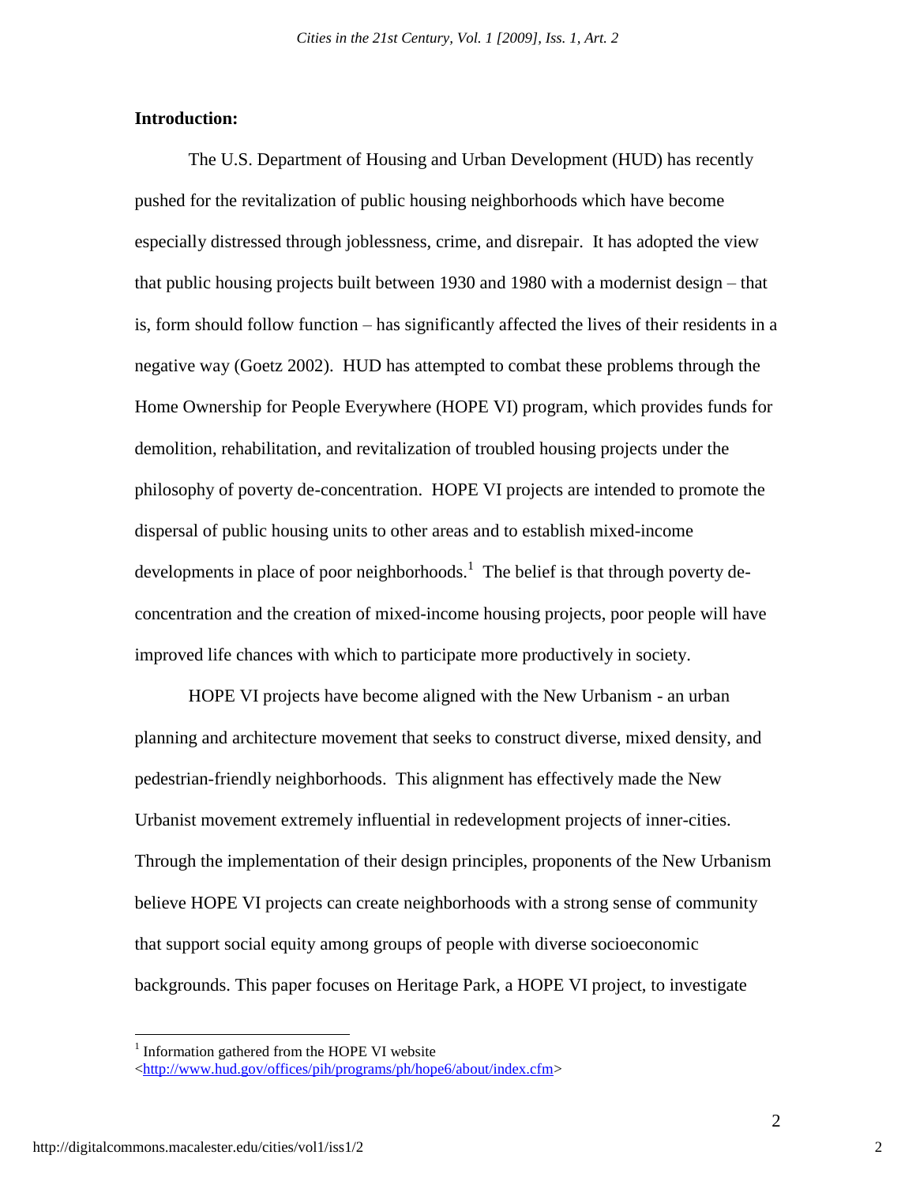**Introduction:**

The U.S. Department of Housing and Urban Development (HUD) has recently pushed for the revitalization of public housing neighborhoods which have become especially distressed through joblessness, crime, and disrepair. It has adopted the view that public housing projects built between 1930 and 1980 with a modernist design – that is, form should follow function – has significantly affected the lives of their residents in a negative way (Goetz 2002). HUD has attempted to combat these problems through the Home Ownership for People Everywhere (HOPE VI) program, which provides funds for demolition, rehabilitation, and revitalization of troubled housing projects under the philosophy of poverty de-concentration. HOPE VI projects are intended to promote the dispersal of public housing units to other areas and to establish mixed-income developments in place of poor neighborhoods.[1] The belief is that through poverty de-concentration and the creation of mixed-income housing projects, poor people will have improved life chances with which to participate more productively in society.

HOPE VI projects have become aligned with the New Urbanism - an urban planning and architecture movement that seeks to construct diverse, mixed density, and pedestrian-friendly neighborhoods. This alignment has effectively made the New Urbanist movement extremely influential in redevelopment projects of inner-cities. Through the implementation of their design principles, proponents of the New Urbanism believe HOPE VI projects can create neighborhoods with a strong sense of community that support social equity among groups of people with diverse socioeconomic backgrounds. This paper focuses on Heritage Park, a HOPE VI project, to investigate

[1] Information gathered from the HOPE VI website <http://www.hud.gov/offices/pih/programs/ph/hope6/about/index.cfm>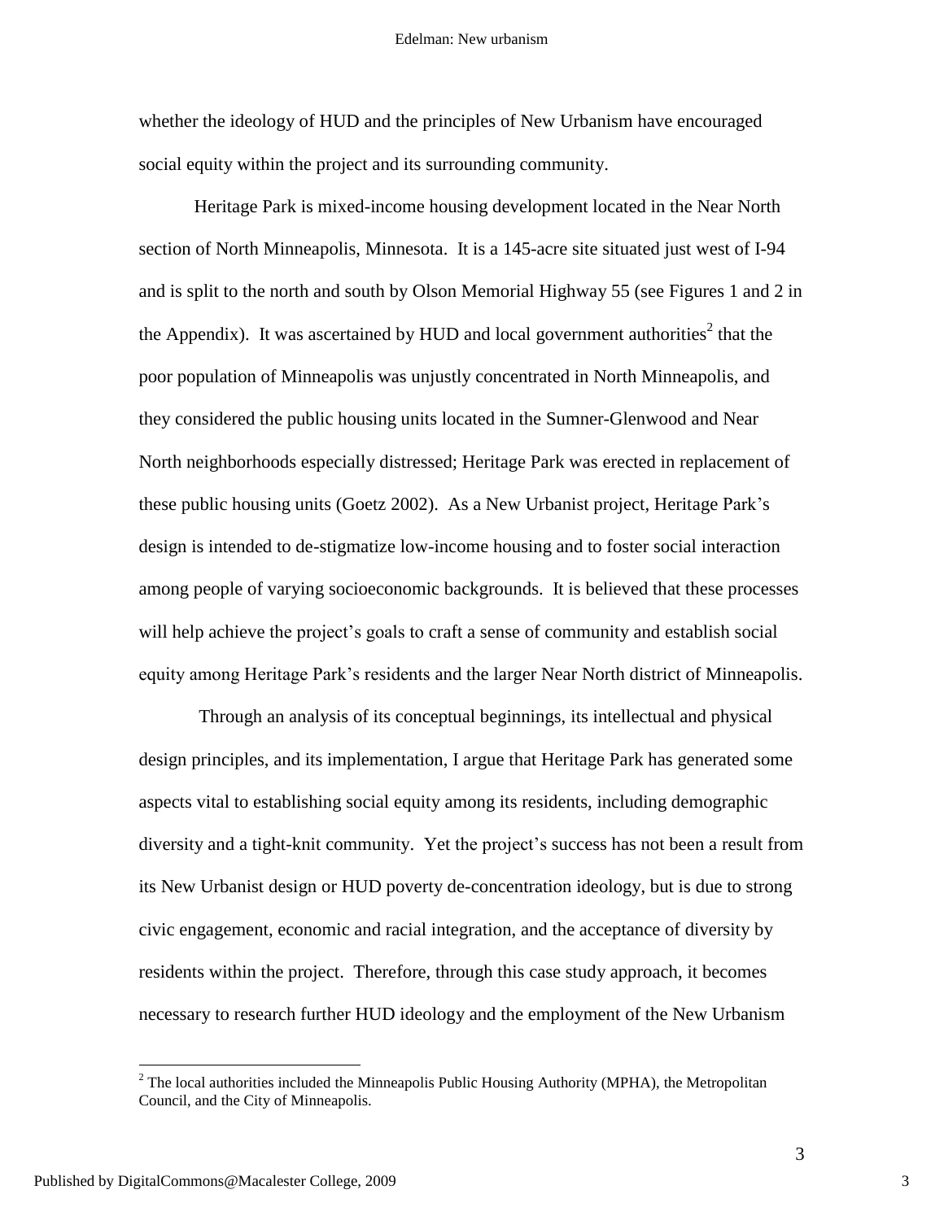whether the ideology of HUD and the principles of New Urbanism have encouraged social equity within the project and its surrounding community.

Heritage Park is mixed-income housing development located in the Near North section of North Minneapolis, Minnesota. It is a 145-acre site situated just west of I-94 and is split to the north and south by Olson Memorial Highway 55 (see Figures 1 and 2 in the Appendix). It was ascertained by HUD and local government authorities[2] that the poor population of Minneapolis was unjustly concentrated in North Minneapolis, and they considered the public housing units located in the Sumner-Glenwood and Near North neighborhoods especially distressed; Heritage Park was erected in replacement of these public housing units (Goetz 2002). As a New Urbanist project, Heritage Park's design is intended to de-stigmatize low-income housing and to foster social interaction among people of varying socioeconomic backgrounds. It is believed that these processes will help achieve the project's goals to craft a sense of community and establish social equity among Heritage Park's residents and the larger Near North district of Minneapolis.

Through an analysis of its conceptual beginnings, its intellectual and physical design principles, and its implementation, I argue that Heritage Park has generated some aspects vital to establishing social equity among its residents, including demographic diversity and a tight-knit community. Yet the project's success has not been a result from its New Urbanist design or HUD poverty de-concentration ideology, but is due to strong civic engagement, economic and racial integration, and the acceptance of diversity by residents within the project. Therefore, through this case study approach, it becomes necessary to research further HUD ideology and the employment of the New Urbanism

[2] The local authorities included the Minneapolis Public Housing Authority (MPHA), the Metropolitan Council, and the City of Minneapolis.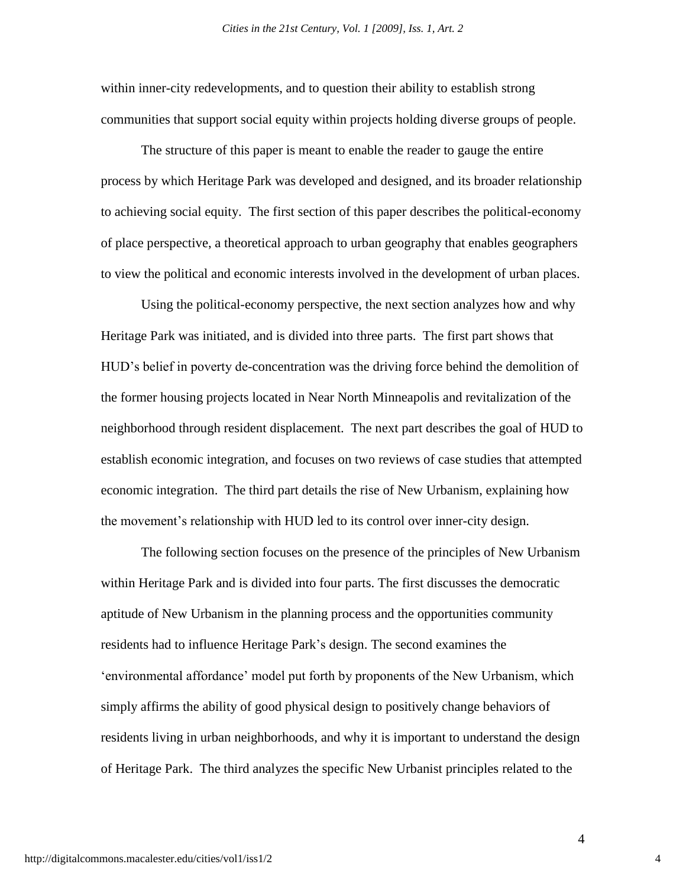within inner-city redevelopments, and to question their ability to establish strong communities that support social equity within projects holding diverse groups of people.

The structure of this paper is meant to enable the reader to gauge the entire process by which Heritage Park was developed and designed, and its broader relationship to achieving social equity. The first section of this paper describes the political-economy of place perspective, a theoretical approach to urban geography that enables geographers to view the political and economic interests involved in the development of urban places.

Using the political-economy perspective, the next section analyzes how and why Heritage Park was initiated, and is divided into three parts. The first part shows that HUD's belief in poverty de-concentration was the driving force behind the demolition of the former housing projects located in Near North Minneapolis and revitalization of the neighborhood through resident displacement. The next part describes the goal of HUD to establish economic integration, and focuses on two reviews of case studies that attempted economic integration. The third part details the rise of New Urbanism, explaining how the movement's relationship with HUD led to its control over inner-city design.

The following section focuses on the presence of the principles of New Urbanism within Heritage Park and is divided into four parts. The first discusses the democratic aptitude of New Urbanism in the planning process and the opportunities community residents had to influence Heritage Park's design. The second examines the 'environmental affordance' model put forth by proponents of the New Urbanism, which simply affirms the ability of good physical design to positively change behaviors of residents living in urban neighborhoods, and why it is important to understand the design of Heritage Park. The third analyzes the specific New Urbanist principles related to the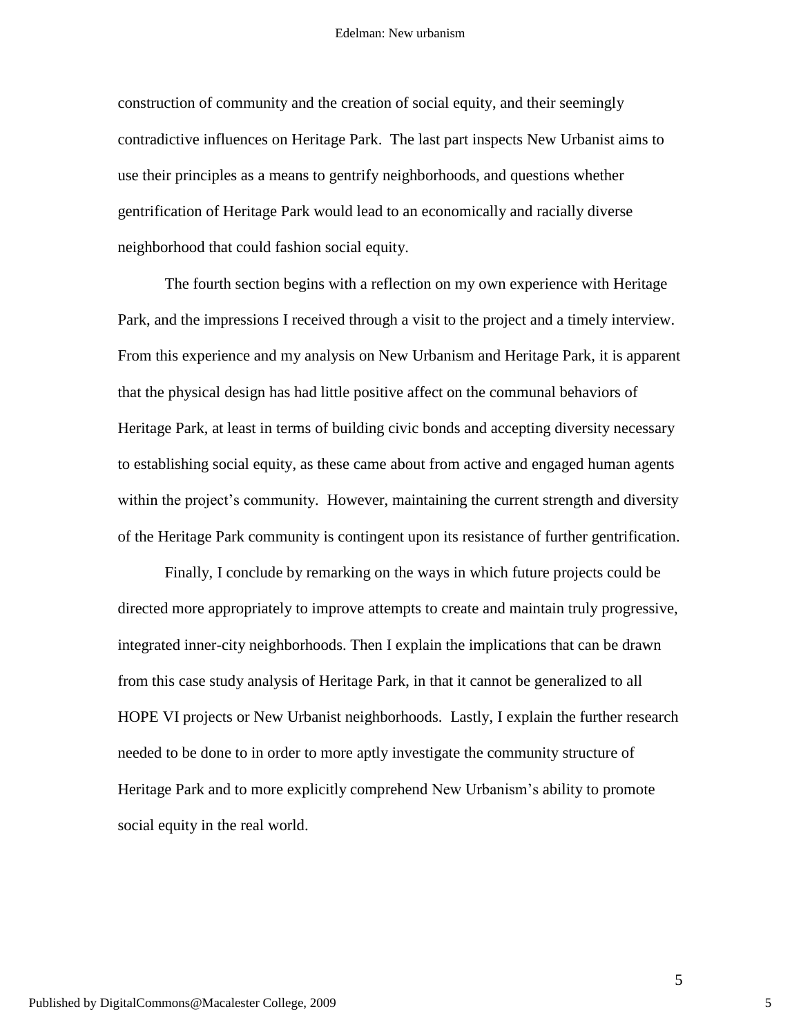construction of community and the creation of social equity, and their seemingly contradictive influences on Heritage Park. The last part inspects New Urbanist aims to use their principles as a means to gentrify neighborhoods, and questions whether gentrification of Heritage Park would lead to an economically and racially diverse neighborhood that could fashion social equity.

The fourth section begins with a reflection on my own experience with Heritage Park, and the impressions I received through a visit to the project and a timely interview. From this experience and my analysis on New Urbanism and Heritage Park, it is apparent that the physical design has had little positive affect on the communal behaviors of Heritage Park, at least in terms of building civic bonds and accepting diversity necessary to establishing social equity, as these came about from active and engaged human agents within the project's community. However, maintaining the current strength and diversity of the Heritage Park community is contingent upon its resistance of further gentrification.

Finally, I conclude by remarking on the ways in which future projects could be directed more appropriately to improve attempts to create and maintain truly progressive, integrated inner-city neighborhoods. Then I explain the implications that can be drawn from this case study analysis of Heritage Park, in that it cannot be generalized to all HOPE VI projects or New Urbanist neighborhoods. Lastly, I explain the further research needed to be done to in order to more aptly investigate the community structure of Heritage Park and to more explicitly comprehend New Urbanism's ability to promote social equity in the real world.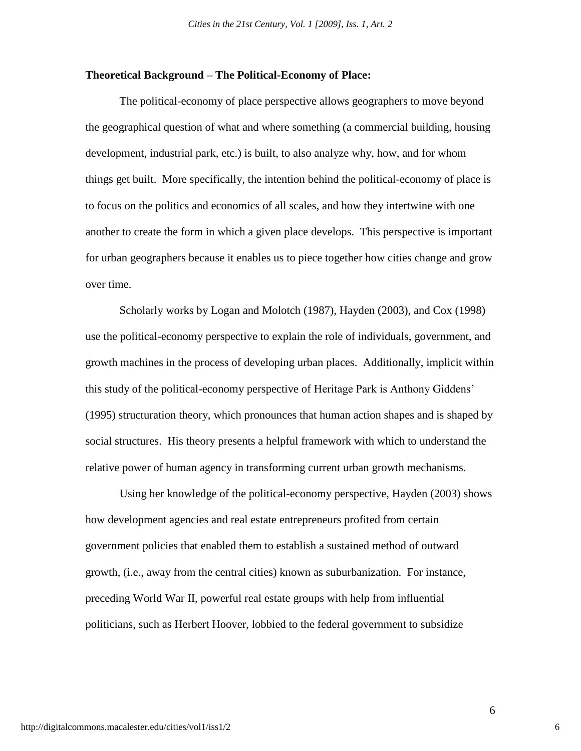**Theoretical Background – The Political-Economy of Place:**

The political-economy of place perspective allows geographers to move beyond the geographical question of what and where something (a commercial building, housing development, industrial park, etc.) is built, to also analyze why, how, and for whom things get built. More specifically, the intention behind the political-economy of place is to focus on the politics and economics of all scales, and how they intertwine with one another to create the form in which a given place develops. This perspective is important for urban geographers because it enables us to piece together how cities change and grow over time.

Scholarly works by Logan and Molotch (1987), Hayden (2003), and Cox (1998) use the political-economy perspective to explain the role of individuals, government, and growth machines in the process of developing urban places. Additionally, implicit within this study of the political-economy perspective of Heritage Park is Anthony Giddens' (1995) structuration theory, which pronounces that human action shapes and is shaped by social structures. His theory presents a helpful framework with which to understand the relative power of human agency in transforming current urban growth mechanisms.

Using her knowledge of the political-economy perspective, Hayden (2003) shows how development agencies and real estate entrepreneurs profited from certain government policies that enabled them to establish a sustained method of outward growth, (i.e., away from the central cities) known as suburbanization. For instance, preceding World War II, powerful real estate groups with help from influential politicians, such as Herbert Hoover, lobbied to the federal government to subsidize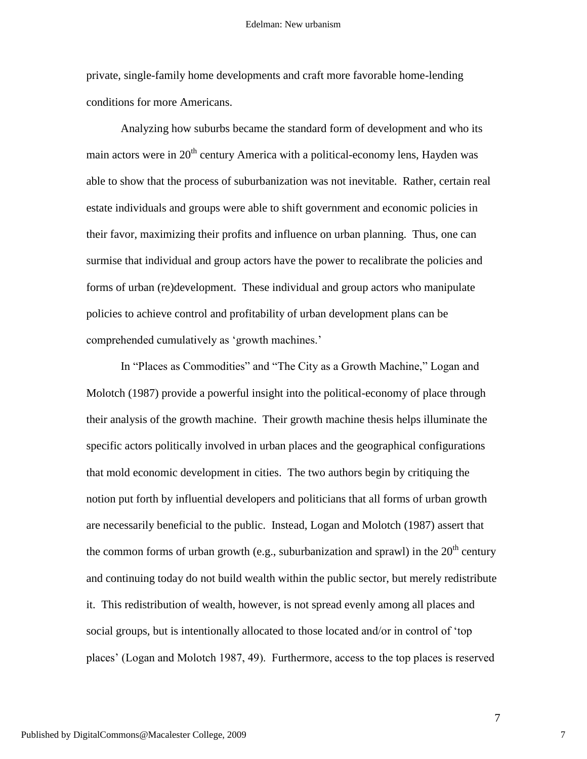private, single-family home developments and craft more favorable home-lending conditions for more Americans.

Analyzing how suburbs became the standard form of development and who its main actors were in 20th century America with a political-economy lens, Hayden was able to show that the process of suburbanization was not inevitable. Rather, certain real estate individuals and groups were able to shift government and economic policies in their favor, maximizing their profits and influence on urban planning. Thus, one can surmise that individual and group actors have the power to recalibrate the policies and forms of urban (re)development. These individual and group actors who manipulate policies to achieve control and profitability of urban development plans can be comprehended cumulatively as 'growth machines.'

In "Places as Commodities" and "The City as a Growth Machine," Logan and Molotch (1987) provide a powerful insight into the political-economy of place through their analysis of the growth machine. Their growth machine thesis helps illuminate the specific actors politically involved in urban places and the geographical configurations that mold economic development in cities. The two authors begin by critiquing the notion put forth by influential developers and politicians that all forms of urban growth are necessarily beneficial to the public. Instead, Logan and Molotch (1987) assert that the common forms of urban growth (e.g., suburbanization and sprawl) in the 20th century and continuing today do not build wealth within the public sector, but merely redistribute it. This redistribution of wealth, however, is not spread evenly among all places and social groups, but is intentionally allocated to those located and/or in control of 'top places' (Logan and Molotch 1987, 49). Furthermore, access to the top places is reserved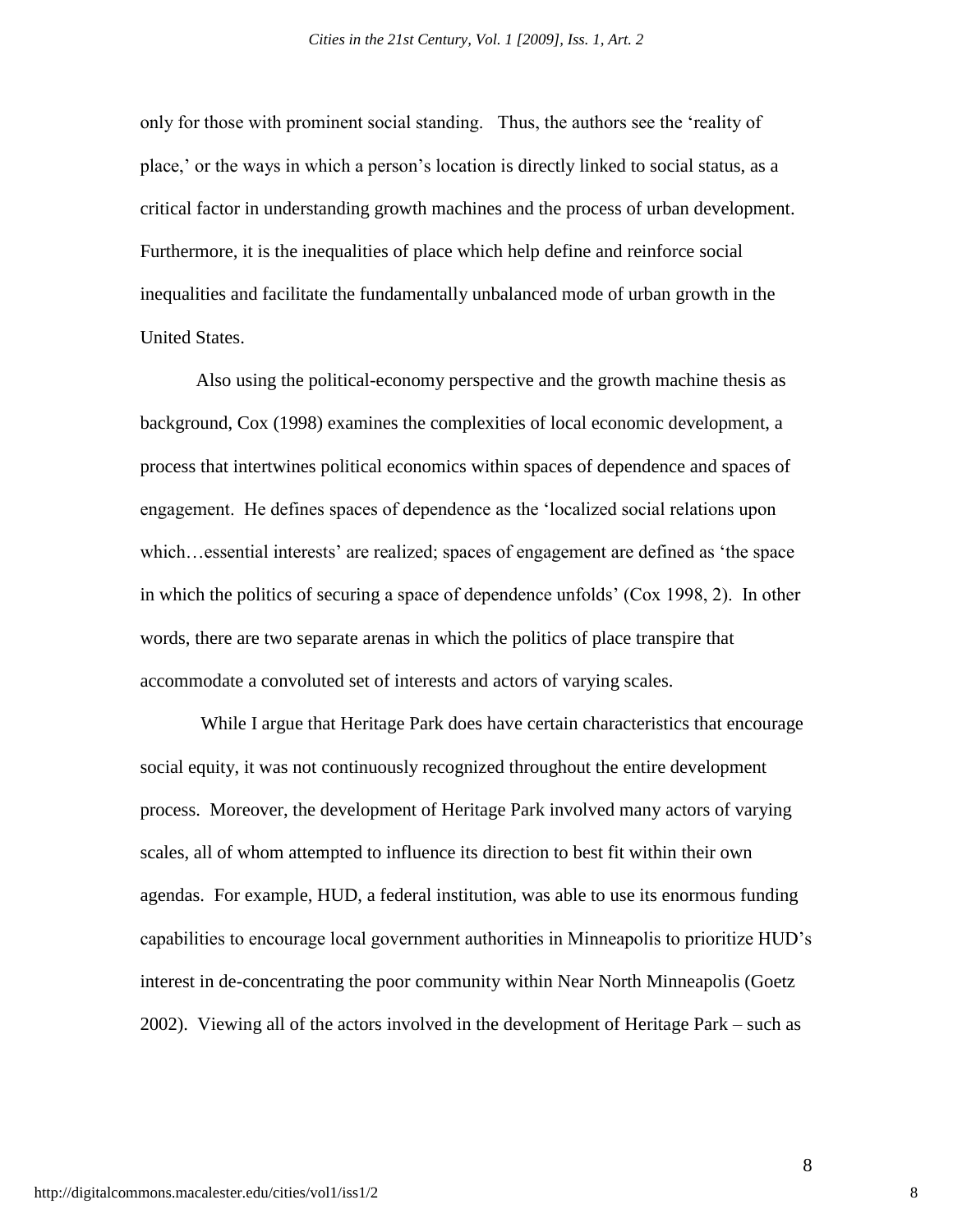only for those with prominent social standing. Thus, the authors see the 'reality of place,' or the ways in which a person's location is directly linked to social status, as a critical factor in understanding growth machines and the process of urban development. Furthermore, it is the inequalities of place which help define and reinforce social inequalities and facilitate the fundamentally unbalanced mode of urban growth in the United States.

Also using the political-economy perspective and the growth machine thesis as background, Cox (1998) examines the complexities of local economic development, a process that intertwines political economics within spaces of dependence and spaces of engagement. He defines spaces of dependence as the 'localized social relations upon which…essential interests' are realized; spaces of engagement are defined as 'the space in which the politics of securing a space of dependence unfolds' (Cox 1998, 2). In other words, there are two separate arenas in which the politics of place transpire that accommodate a convoluted set of interests and actors of varying scales.

While I argue that Heritage Park does have certain characteristics that encourage social equity, it was not continuously recognized throughout the entire development process. Moreover, the development of Heritage Park involved many actors of varying scales, all of whom attempted to influence its direction to best fit within their own agendas. For example, HUD, a federal institution, was able to use its enormous funding capabilities to encourage local government authorities in Minneapolis to prioritize HUD's interest in de-concentrating the poor community within Near North Minneapolis (Goetz 2002). Viewing all of the actors involved in the development of Heritage Park – such as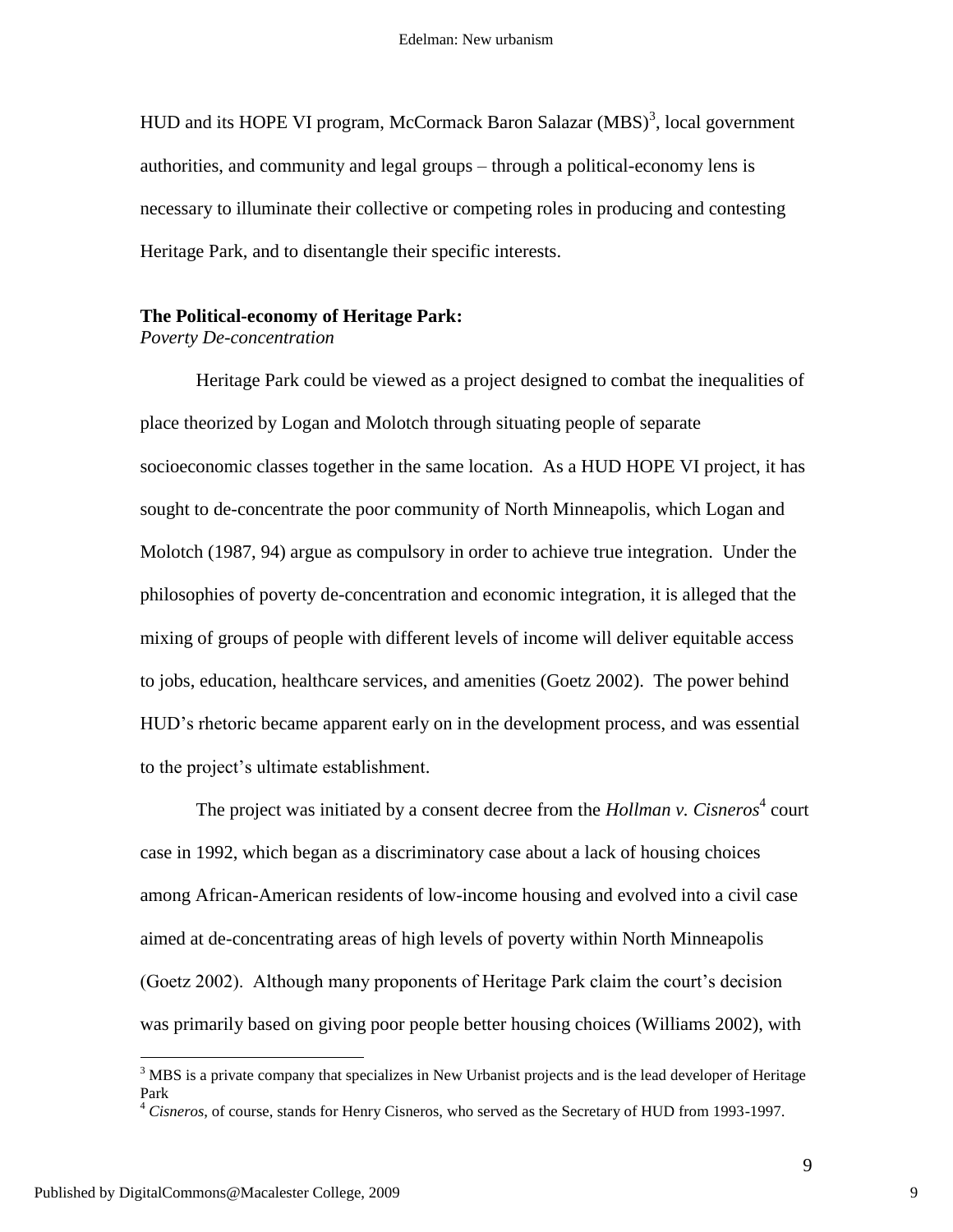HUD and its HOPE VI program, McCormack Baron Salazar (MBS)[3], local government authorities, and community and legal groups – through a political-economy lens is necessary to illuminate their collective or competing roles in producing and contesting Heritage Park, and to disentangle their specific interests.

**The Political-economy of Heritage Park:**
*Poverty De-concentration*

Heritage Park could be viewed as a project designed to combat the inequalities of place theorized by Logan and Molotch through situating people of separate socioeconomic classes together in the same location. As a HUD HOPE VI project, it has sought to de-concentrate the poor community of North Minneapolis, which Logan and Molotch (1987, 94) argue as compulsory in order to achieve true integration. Under the philosophies of poverty de-concentration and economic integration, it is alleged that the mixing of groups of people with different levels of income will deliver equitable access to jobs, education, healthcare services, and amenities (Goetz 2002). The power behind HUD's rhetoric became apparent early on in the development process, and was essential to the project's ultimate establishment.

The project was initiated by a consent decree from the *Hollman v. Cisneros*[4] court case in 1992, which began as a discriminatory case about a lack of housing choices among African-American residents of low-income housing and evolved into a civil case aimed at de-concentrating areas of high levels of poverty within North Minneapolis (Goetz 2002). Although many proponents of Heritage Park claim the court's decision was primarily based on giving poor people better housing choices (Williams 2002), with

---

[3] MBS is a private company that specializes in New Urbanist projects and is the lead developer of Heritage Park

[4] *Cisneros*, of course, stands for Henry Cisneros, who served as the Secretary of HUD from 1993-1997.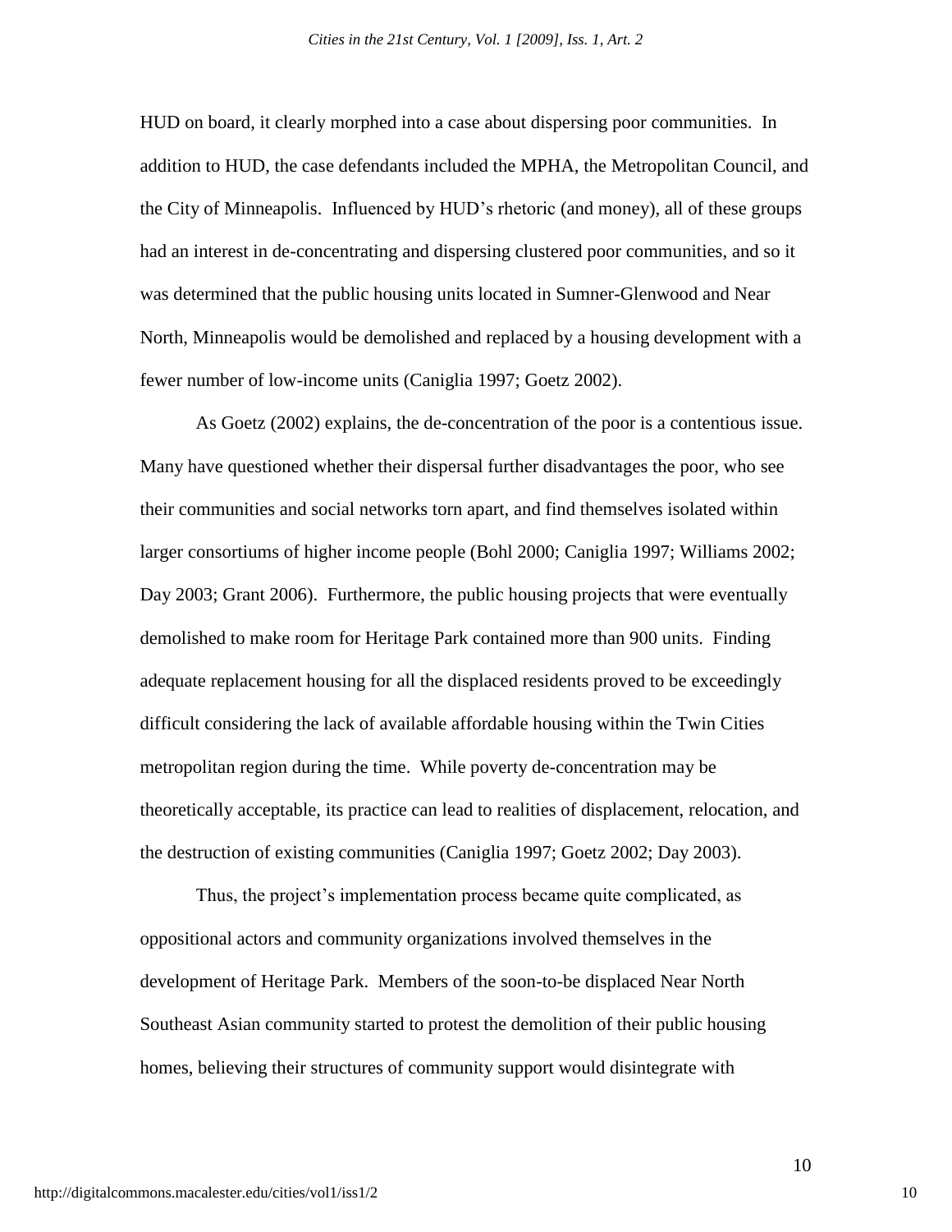HUD on board, it clearly morphed into a case about dispersing poor communities. In addition to HUD, the case defendants included the MPHA, the Metropolitan Council, and the City of Minneapolis. Influenced by HUD's rhetoric (and money), all of these groups had an interest in de-concentrating and dispersing clustered poor communities, and so it was determined that the public housing units located in Sumner-Glenwood and Near North, Minneapolis would be demolished and replaced by a housing development with a fewer number of low-income units (Caniglia 1997; Goetz 2002).

As Goetz (2002) explains, the de-concentration of the poor is a contentious issue. Many have questioned whether their dispersal further disadvantages the poor, who see their communities and social networks torn apart, and find themselves isolated within larger consortiums of higher income people (Bohl 2000; Caniglia 1997; Williams 2002; Day 2003; Grant 2006). Furthermore, the public housing projects that were eventually demolished to make room for Heritage Park contained more than 900 units. Finding adequate replacement housing for all the displaced residents proved to be exceedingly difficult considering the lack of available affordable housing within the Twin Cities metropolitan region during the time. While poverty de-concentration may be theoretically acceptable, its practice can lead to realities of displacement, relocation, and the destruction of existing communities (Caniglia 1997; Goetz 2002; Day 2003).

Thus, the project's implementation process became quite complicated, as oppositional actors and community organizations involved themselves in the development of Heritage Park. Members of the soon-to-be displaced Near North Southeast Asian community started to protest the demolition of their public housing homes, believing their structures of community support would disintegrate with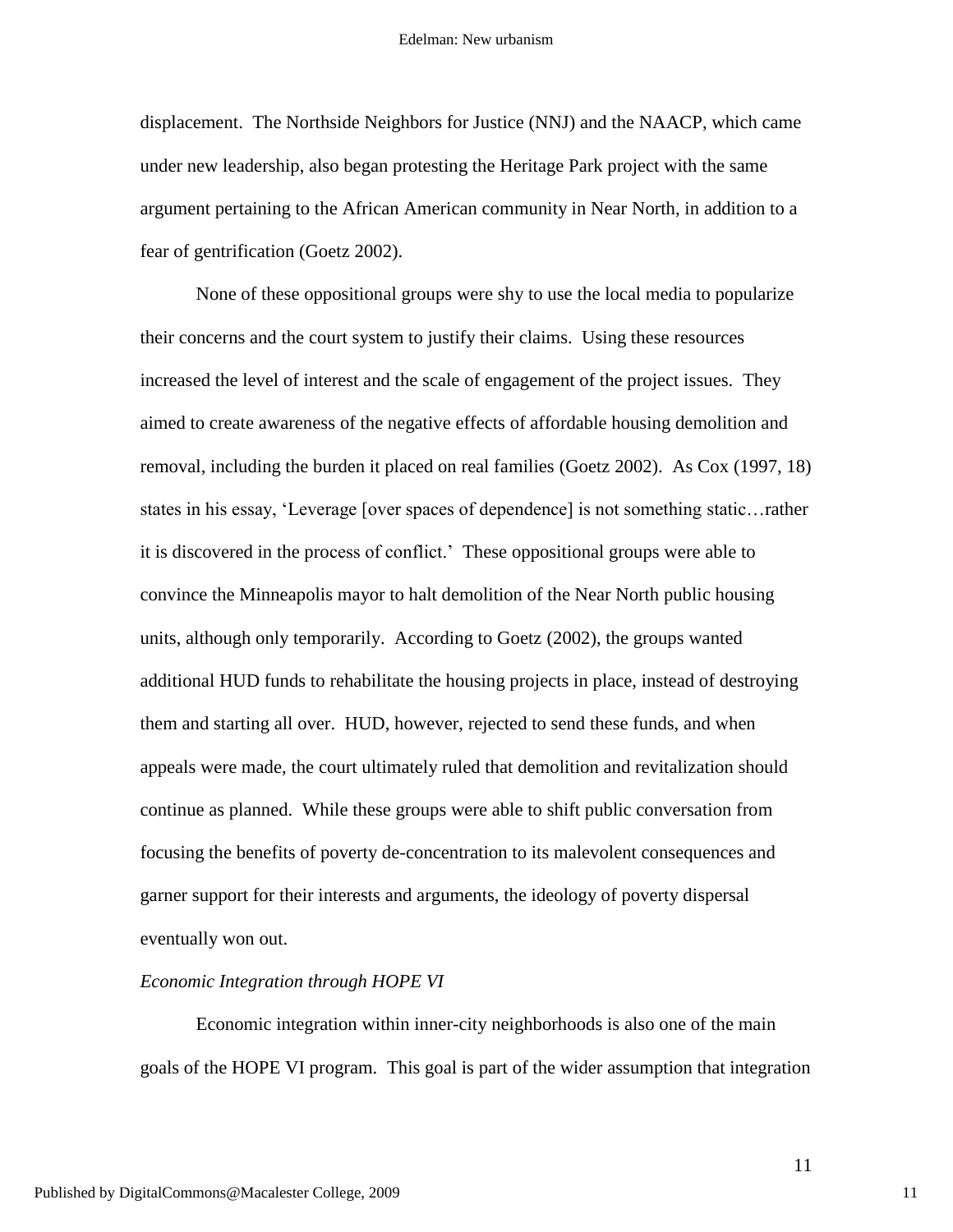displacement. The Northside Neighbors for Justice (NNJ) and the NAACP, which came under new leadership, also began protesting the Heritage Park project with the same argument pertaining to the African American community in Near North, in addition to a fear of gentrification (Goetz 2002).

None of these oppositional groups were shy to use the local media to popularize their concerns and the court system to justify their claims. Using these resources increased the level of interest and the scale of engagement of the project issues. They aimed to create awareness of the negative effects of affordable housing demolition and removal, including the burden it placed on real families (Goetz 2002). As Cox (1997, 18) states in his essay, 'Leverage [over spaces of dependence] is not something static…rather it is discovered in the process of conflict.' These oppositional groups were able to convince the Minneapolis mayor to halt demolition of the Near North public housing units, although only temporarily. According to Goetz (2002), the groups wanted additional HUD funds to rehabilitate the housing projects in place, instead of destroying them and starting all over. HUD, however, rejected to send these funds, and when appeals were made, the court ultimately ruled that demolition and revitalization should continue as planned. While these groups were able to shift public conversation from focusing the benefits of poverty de-concentration to its malevolent consequences and garner support for their interests and arguments, the ideology of poverty dispersal eventually won out.

*Economic Integration through HOPE VI*

Economic integration within inner-city neighborhoods is also one of the main goals of the HOPE VI program. This goal is part of the wider assumption that integration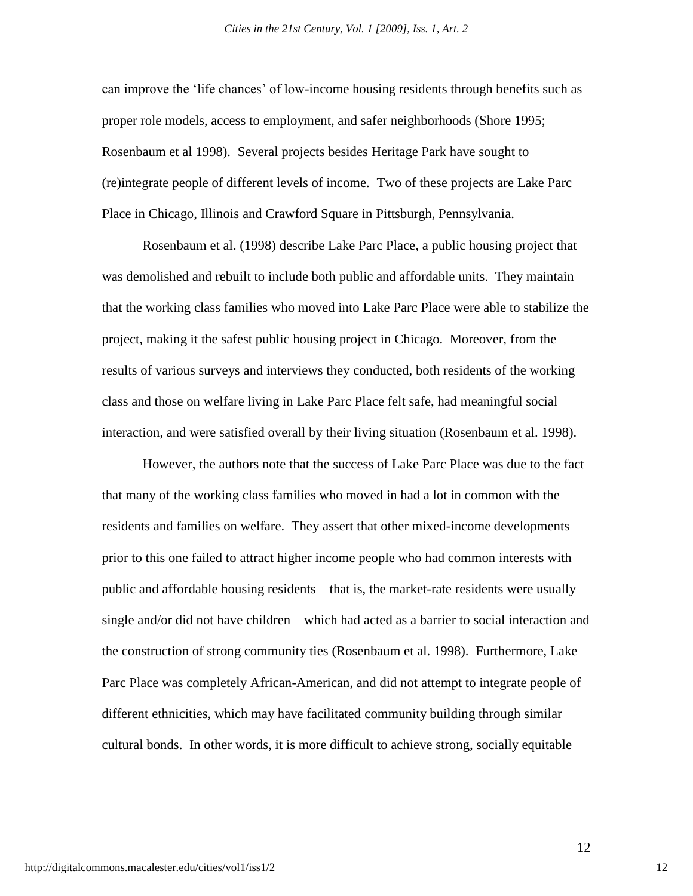can improve the ‘life chances’ of low-income housing residents through benefits such as proper role models, access to employment, and safer neighborhoods (Shore 1995; Rosenbaum et al 1998). Several projects besides Heritage Park have sought to (re)integrate people of different levels of income. Two of these projects are Lake Parc Place in Chicago, Illinois and Crawford Square in Pittsburgh, Pennsylvania.

Rosenbaum et al. (1998) describe Lake Parc Place, a public housing project that was demolished and rebuilt to include both public and affordable units. They maintain that the working class families who moved into Lake Parc Place were able to stabilize the project, making it the safest public housing project in Chicago. Moreover, from the results of various surveys and interviews they conducted, both residents of the working class and those on welfare living in Lake Parc Place felt safe, had meaningful social interaction, and were satisfied overall by their living situation (Rosenbaum et al. 1998).

However, the authors note that the success of Lake Parc Place was due to the fact that many of the working class families who moved in had a lot in common with the residents and families on welfare. They assert that other mixed-income developments prior to this one failed to attract higher income people who had common interests with public and affordable housing residents – that is, the market-rate residents were usually single and/or did not have children – which had acted as a barrier to social interaction and the construction of strong community ties (Rosenbaum et al. 1998). Furthermore, Lake Parc Place was completely African-American, and did not attempt to integrate people of different ethnicities, which may have facilitated community building through similar cultural bonds. In other words, it is more difficult to achieve strong, socially equitable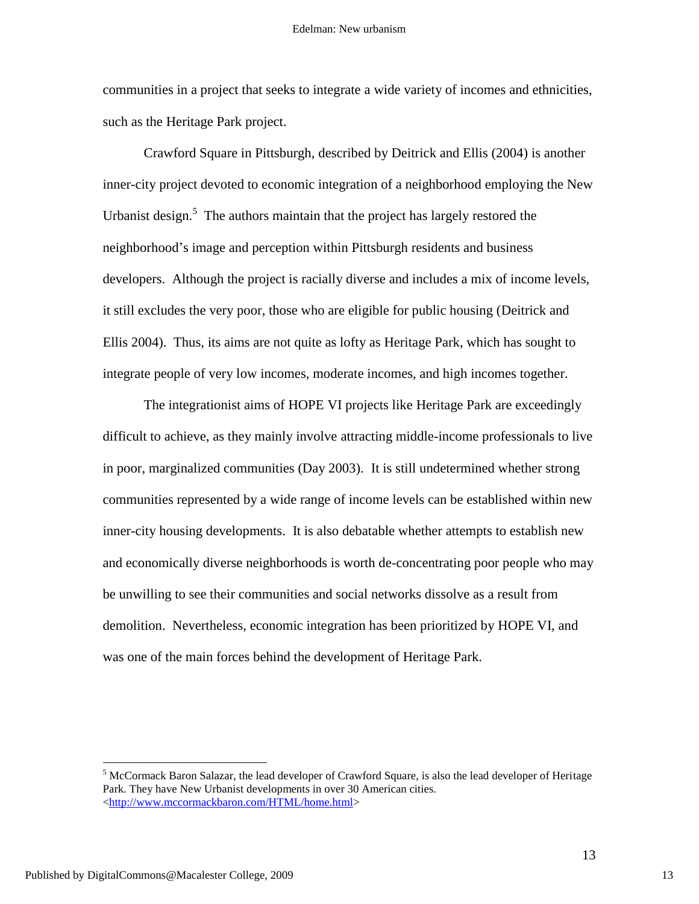communities in a project that seeks to integrate a wide variety of incomes and ethnicities, such as the Heritage Park project.

Crawford Square in Pittsburgh, described by Deitrick and Ellis (2004) is another inner-city project devoted to economic integration of a neighborhood employing the New Urbanist design.[5] The authors maintain that the project has largely restored the neighborhood's image and perception within Pittsburgh residents and business developers. Although the project is racially diverse and includes a mix of income levels, it still excludes the very poor, those who are eligible for public housing (Deitrick and Ellis 2004). Thus, its aims are not quite as lofty as Heritage Park, which has sought to integrate people of very low incomes, moderate incomes, and high incomes together.

The integrationist aims of HOPE VI projects like Heritage Park are exceedingly difficult to achieve, as they mainly involve attracting middle-income professionals to live in poor, marginalized communities (Day 2003). It is still undetermined whether strong communities represented by a wide range of income levels can be established within new inner-city housing developments. It is also debatable whether attempts to establish new and economically diverse neighborhoods is worth de-concentrating poor people who may be unwilling to see their communities and social networks dissolve as a result from demolition. Nevertheless, economic integration has been prioritized by HOPE VI, and was one of the main forces behind the development of Heritage Park.

---

[5] McCormack Baron Salazar, the lead developer of Crawford Square, is also the lead developer of Heritage Park. They have New Urbanist developments in over 30 American cities. <http://www.mccormackbaron.com/HTML/home.html>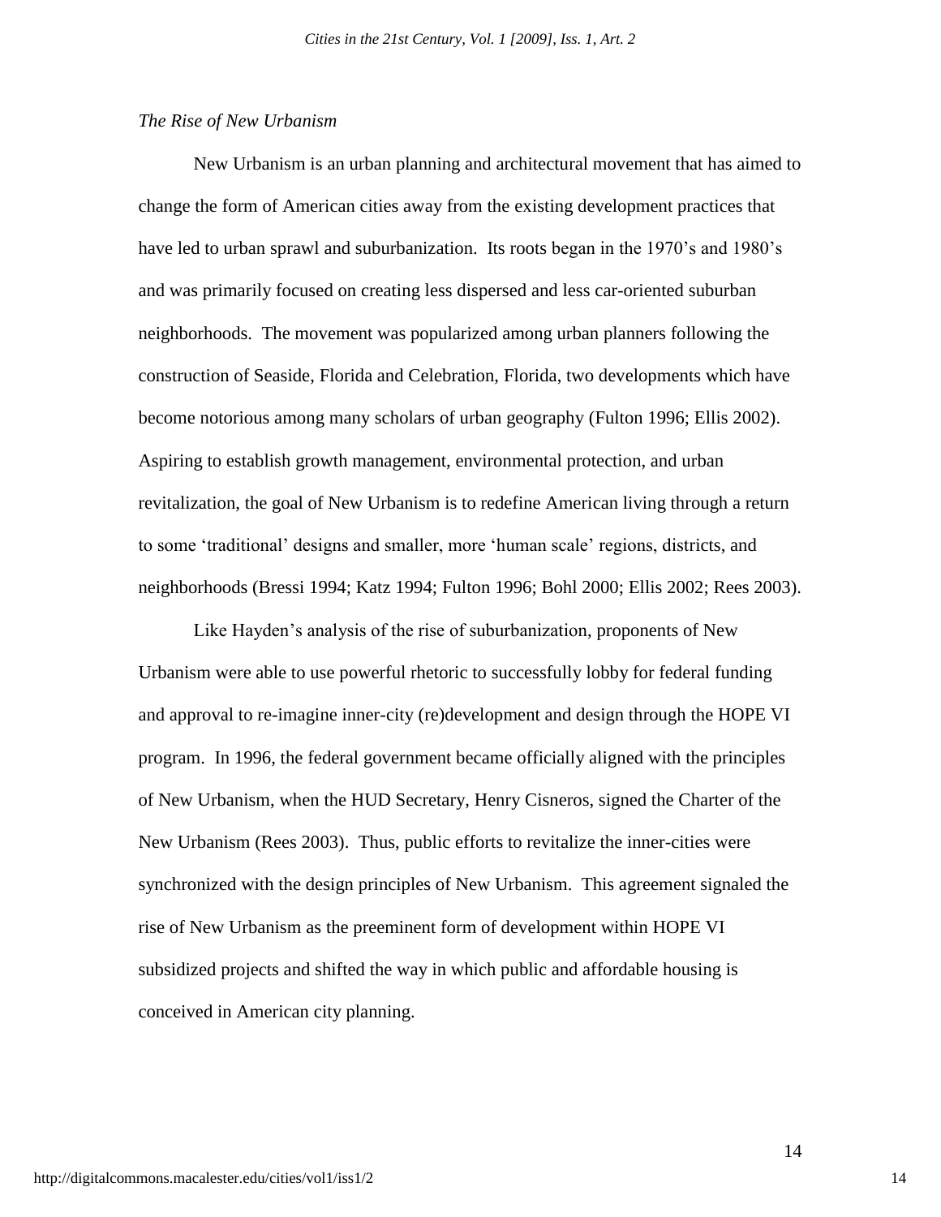*The Rise of New Urbanism*

New Urbanism is an urban planning and architectural movement that has aimed to change the form of American cities away from the existing development practices that have led to urban sprawl and suburbanization. Its roots began in the 1970's and 1980's and was primarily focused on creating less dispersed and less car-oriented suburban neighborhoods. The movement was popularized among urban planners following the construction of Seaside, Florida and Celebration, Florida, two developments which have become notorious among many scholars of urban geography (Fulton 1996; Ellis 2002). Aspiring to establish growth management, environmental protection, and urban revitalization, the goal of New Urbanism is to redefine American living through a return to some 'traditional' designs and smaller, more 'human scale' regions, districts, and neighborhoods (Bressi 1994; Katz 1994; Fulton 1996; Bohl 2000; Ellis 2002; Rees 2003).

Like Hayden's analysis of the rise of suburbanization, proponents of New Urbanism were able to use powerful rhetoric to successfully lobby for federal funding and approval to re-imagine inner-city (re)development and design through the HOPE VI program. In 1996, the federal government became officially aligned with the principles of New Urbanism, when the HUD Secretary, Henry Cisneros, signed the Charter of the New Urbanism (Rees 2003). Thus, public efforts to revitalize the inner-cities were synchronized with the design principles of New Urbanism. This agreement signaled the rise of New Urbanism as the preeminent form of development within HOPE VI subsidized projects and shifted the way in which public and affordable housing is conceived in American city planning.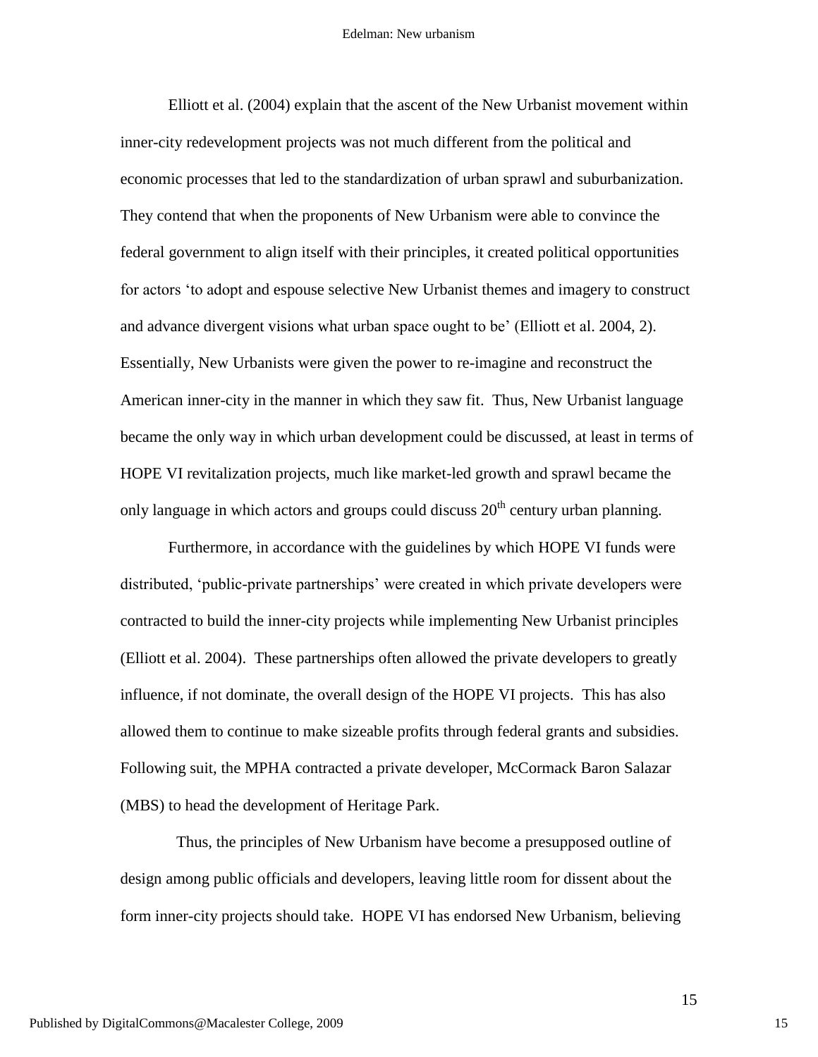Elliott et al. (2004) explain that the ascent of the New Urbanist movement within inner-city redevelopment projects was not much different from the political and economic processes that led to the standardization of urban sprawl and suburbanization. They contend that when the proponents of New Urbanism were able to convince the federal government to align itself with their principles, it created political opportunities for actors 'to adopt and espouse selective New Urbanist themes and imagery to construct and advance divergent visions what urban space ought to be' (Elliott et al. 2004, 2). Essentially, New Urbanists were given the power to re-imagine and reconstruct the American inner-city in the manner in which they saw fit. Thus, New Urbanist language became the only way in which urban development could be discussed, at least in terms of HOPE VI revitalization projects, much like market-led growth and sprawl became the only language in which actors and groups could discuss 20th century urban planning.

Furthermore, in accordance with the guidelines by which HOPE VI funds were distributed, 'public-private partnerships' were created in which private developers were contracted to build the inner-city projects while implementing New Urbanist principles (Elliott et al. 2004). These partnerships often allowed the private developers to greatly influence, if not dominate, the overall design of the HOPE VI projects. This has also allowed them to continue to make sizeable profits through federal grants and subsidies. Following suit, the MPHA contracted a private developer, McCormack Baron Salazar (MBS) to head the development of Heritage Park.

Thus, the principles of New Urbanism have become a presupposed outline of design among public officials and developers, leaving little room for dissent about the form inner-city projects should take. HOPE VI has endorsed New Urbanism, believing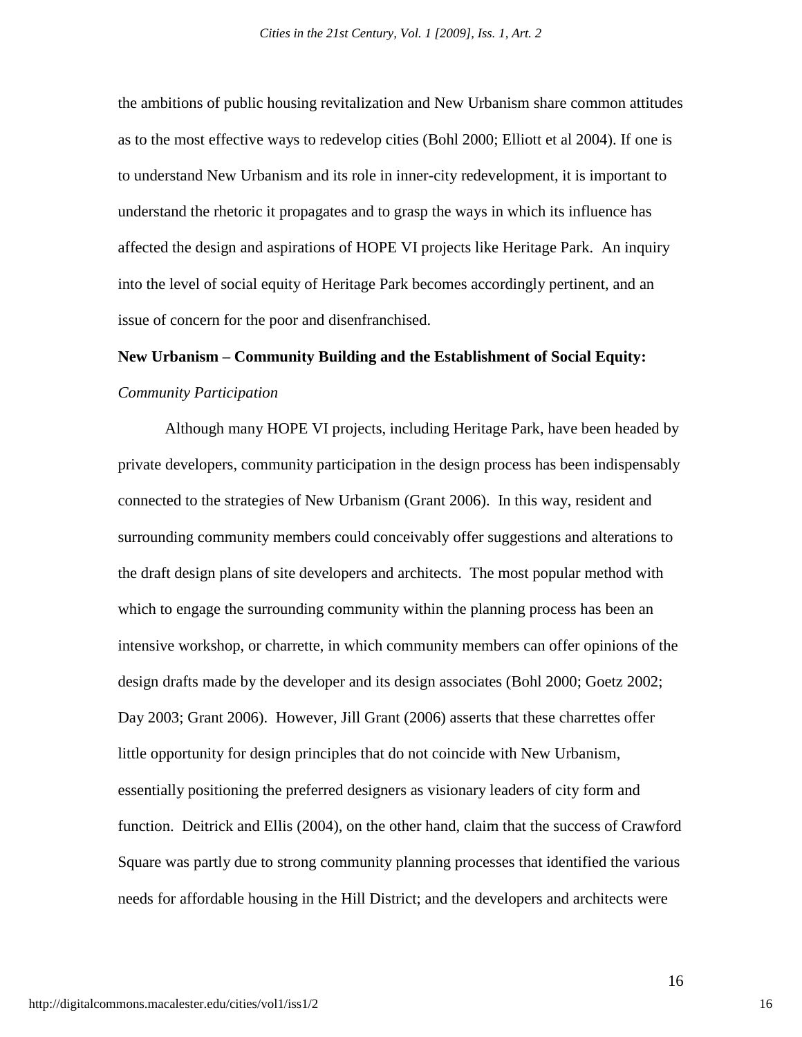the ambitions of public housing revitalization and New Urbanism share common attitudes as to the most effective ways to redevelop cities (Bohl 2000; Elliott et al 2004). If one is to understand New Urbanism and its role in inner-city redevelopment, it is important to understand the rhetoric it propagates and to grasp the ways in which its influence has affected the design and aspirations of HOPE VI projects like Heritage Park. An inquiry into the level of social equity of Heritage Park becomes accordingly pertinent, and an issue of concern for the poor and disenfranchised.

**New Urbanism – Community Building and the Establishment of Social Equity:**

*Community Participation*

Although many HOPE VI projects, including Heritage Park, have been headed by private developers, community participation in the design process has been indispensably connected to the strategies of New Urbanism (Grant 2006). In this way, resident and surrounding community members could conceivably offer suggestions and alterations to the draft design plans of site developers and architects. The most popular method with which to engage the surrounding community within the planning process has been an intensive workshop, or charrette, in which community members can offer opinions of the design drafts made by the developer and its design associates (Bohl 2000; Goetz 2002; Day 2003; Grant 2006). However, Jill Grant (2006) asserts that these charrettes offer little opportunity for design principles that do not coincide with New Urbanism, essentially positioning the preferred designers as visionary leaders of city form and function. Deitrick and Ellis (2004), on the other hand, claim that the success of Crawford Square was partly due to strong community planning processes that identified the various needs for affordable housing in the Hill District; and the developers and architects were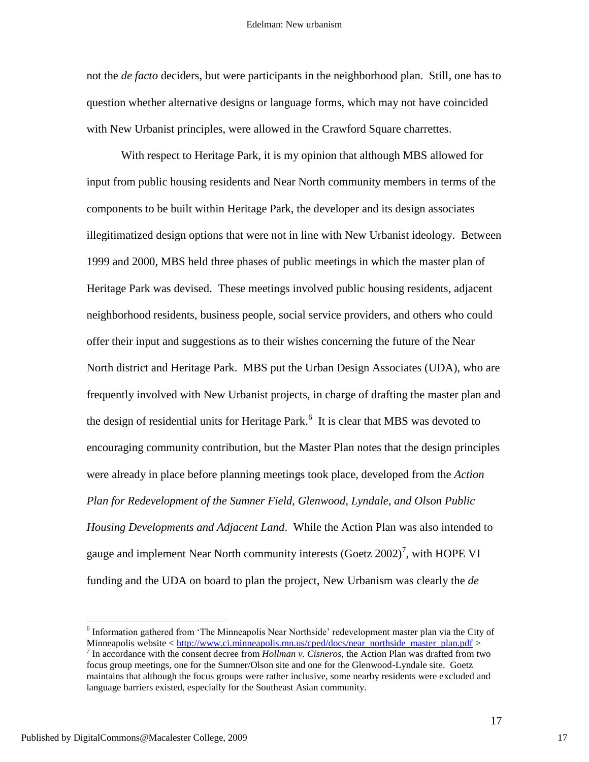not the *de facto* deciders, but were participants in the neighborhood plan. Still, one has to question whether alternative designs or language forms, which may not have coincided with New Urbanist principles, were allowed in the Crawford Square charrettes.

With respect to Heritage Park, it is my opinion that although MBS allowed for input from public housing residents and Near North community members in terms of the components to be built within Heritage Park, the developer and its design associates illegitimatized design options that were not in line with New Urbanist ideology. Between 1999 and 2000, MBS held three phases of public meetings in which the master plan of Heritage Park was devised. These meetings involved public housing residents, adjacent neighborhood residents, business people, social service providers, and others who could offer their input and suggestions as to their wishes concerning the future of the Near North district and Heritage Park. MBS put the Urban Design Associates (UDA), who are frequently involved with New Urbanist projects, in charge of drafting the master plan and the design of residential units for Heritage Park.[6] It is clear that MBS was devoted to encouraging community contribution, but the Master Plan notes that the design principles were already in place before planning meetings took place, developed from the *Action Plan for Redevelopment of the Sumner Field, Glenwood, Lyndale, and Olson Public Housing Developments and Adjacent Land*. While the Action Plan was also intended to gauge and implement Near North community interests (Goetz 2002)[7], with HOPE VI funding and the UDA on board to plan the project, New Urbanism was clearly the *de*

[6] Information gathered from 'The Minneapolis Near Northside' redevelopment master plan via the City of Minneapolis website < http://www.ci.minneapolis.mn.us/cped/docs/near_northside_master_plan.pdf >

[7] In accordance with the consent decree from *Hollman v. Cisneros*, the Action Plan was drafted from two focus group meetings, one for the Sumner/Olson site and one for the Glenwood-Lyndale site. Goetz maintains that although the focus groups were rather inclusive, some nearby residents were excluded and language barriers existed, especially for the Southeast Asian community.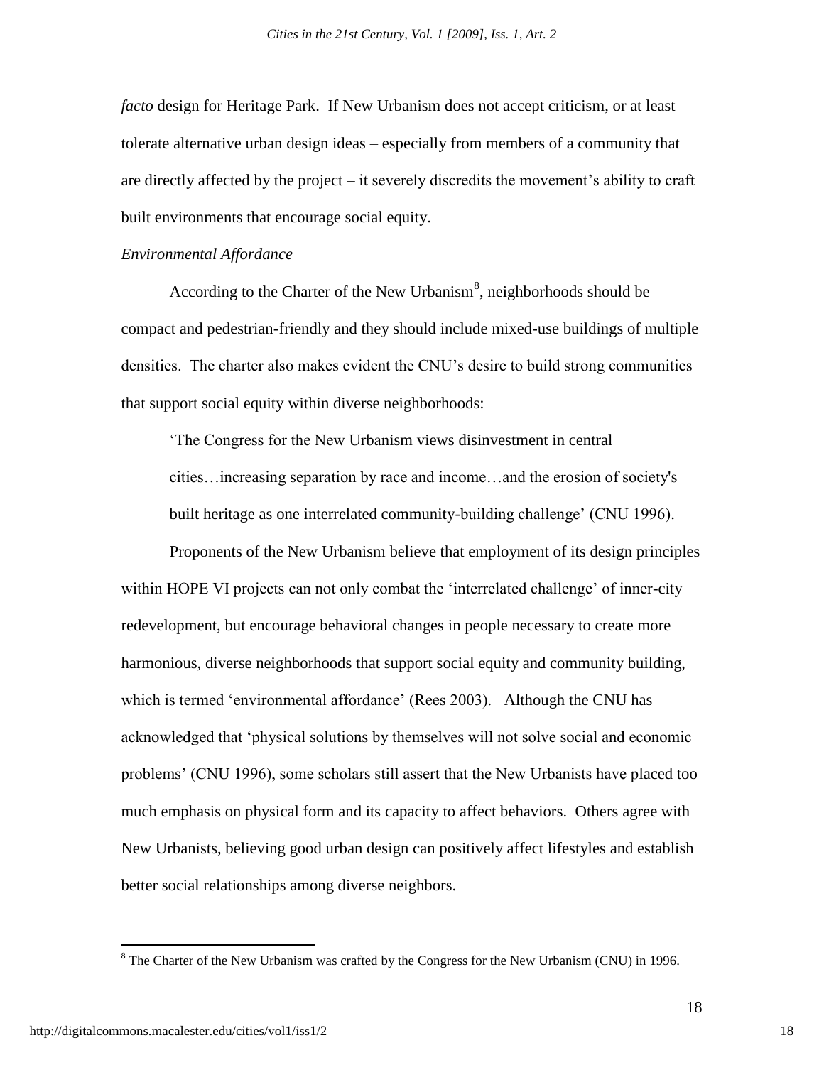*facto* design for Heritage Park. If New Urbanism does not accept criticism, or at least tolerate alternative urban design ideas – especially from members of a community that are directly affected by the project – it severely discredits the movement's ability to craft built environments that encourage social equity.

*Environmental Affordance*

According to the Charter of the New Urbanism[8], neighborhoods should be compact and pedestrian-friendly and they should include mixed-use buildings of multiple densities. The charter also makes evident the CNU's desire to build strong communities that support social equity within diverse neighborhoods:

> 'The Congress for the New Urbanism views disinvestment in central cities…increasing separation by race and income…and the erosion of society's built heritage as one interrelated community-building challenge' (CNU 1996).

Proponents of the New Urbanism believe that employment of its design principles within HOPE VI projects can not only combat the 'interrelated challenge' of inner-city redevelopment, but encourage behavioral changes in people necessary to create more harmonious, diverse neighborhoods that support social equity and community building, which is termed 'environmental affordance' (Rees 2003). Although the CNU has acknowledged that 'physical solutions by themselves will not solve social and economic problems' (CNU 1996), some scholars still assert that the New Urbanists have placed too much emphasis on physical form and its capacity to affect behaviors. Others agree with New Urbanists, believing good urban design can positively affect lifestyles and establish better social relationships among diverse neighbors.

[8] The Charter of the New Urbanism was crafted by the Congress for the New Urbanism (CNU) in 1996.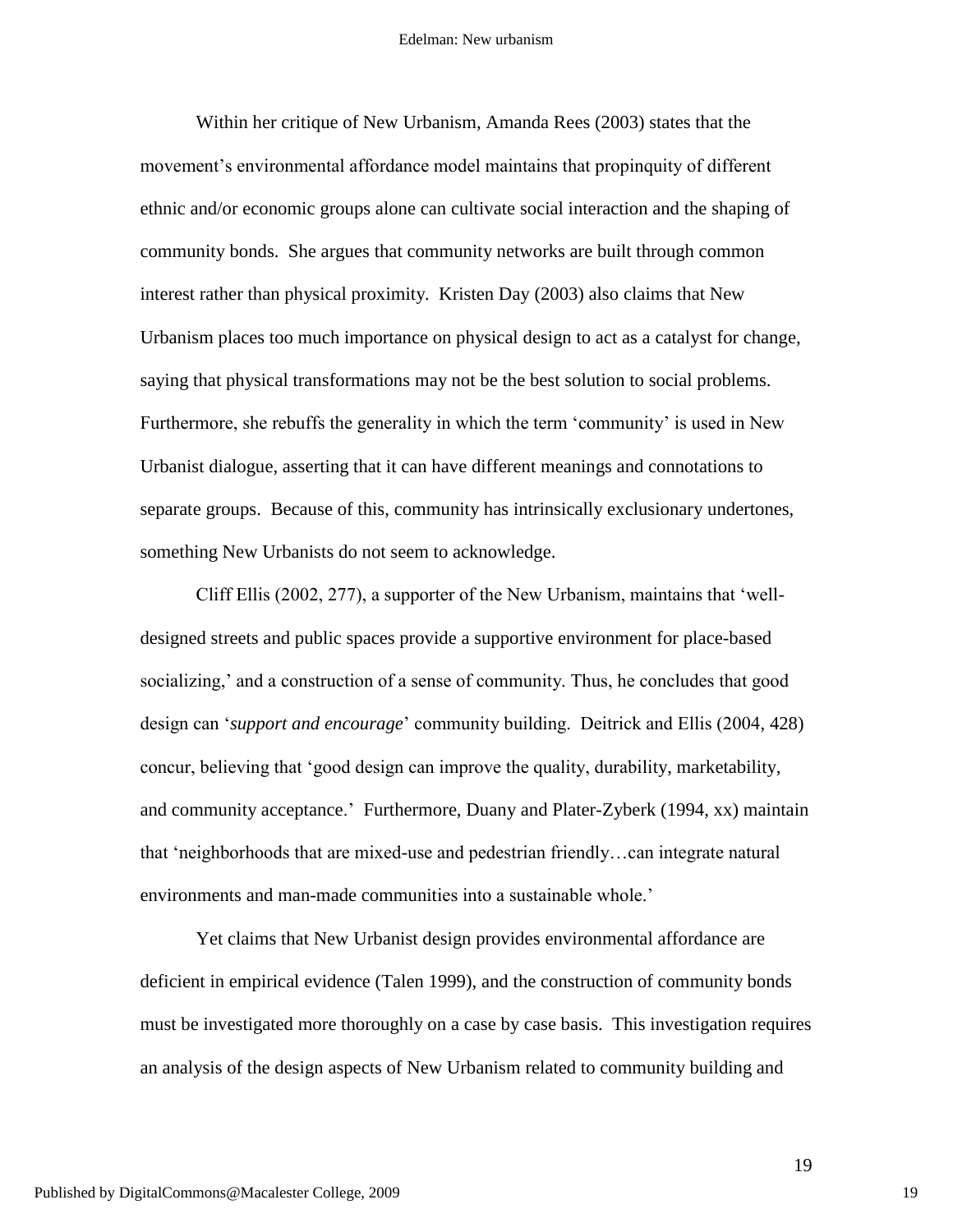Within her critique of New Urbanism, Amanda Rees (2003) states that the movement's environmental affordance model maintains that propinquity of different ethnic and/or economic groups alone can cultivate social interaction and the shaping of community bonds. She argues that community networks are built through common interest rather than physical proximity. Kristen Day (2003) also claims that New Urbanism places too much importance on physical design to act as a catalyst for change, saying that physical transformations may not be the best solution to social problems. Furthermore, she rebuffs the generality in which the term 'community' is used in New Urbanist dialogue, asserting that it can have different meanings and connotations to separate groups. Because of this, community has intrinsically exclusionary undertones, something New Urbanists do not seem to acknowledge.

Cliff Ellis (2002, 277), a supporter of the New Urbanism, maintains that 'well-designed streets and public spaces provide a supportive environment for place-based socializing,' and a construction of a sense of community. Thus, he concludes that good design can '*support and encourage*' community building. Deitrick and Ellis (2004, 428) concur, believing that 'good design can improve the quality, durability, marketability, and community acceptance.' Furthermore, Duany and Plater-Zyberk (1994, xx) maintain that 'neighborhoods that are mixed-use and pedestrian friendly…can integrate natural environments and man-made communities into a sustainable whole.'

Yet claims that New Urbanist design provides environmental affordance are deficient in empirical evidence (Talen 1999), and the construction of community bonds must be investigated more thoroughly on a case by case basis. This investigation requires an analysis of the design aspects of New Urbanism related to community building and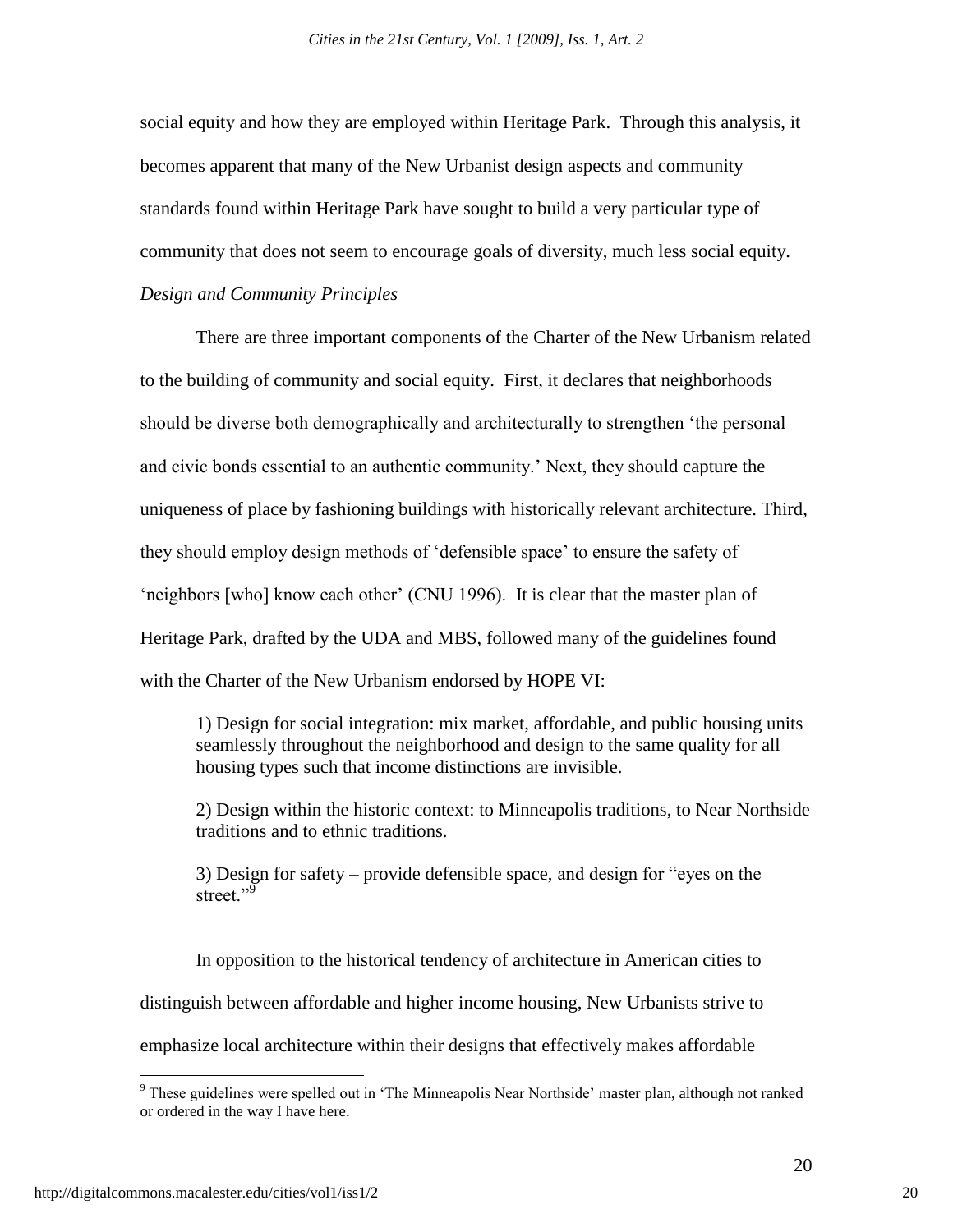social equity and how they are employed within Heritage Park. Through this analysis, it becomes apparent that many of the New Urbanist design aspects and community standards found within Heritage Park have sought to build a very particular type of community that does not seem to encourage goals of diversity, much less social equity.

*Design and Community Principles*

There are three important components of the Charter of the New Urbanism related to the building of community and social equity. First, it declares that neighborhoods should be diverse both demographically and architecturally to strengthen 'the personal and civic bonds essential to an authentic community.' Next, they should capture the uniqueness of place by fashioning buildings with historically relevant architecture. Third, they should employ design methods of 'defensible space' to ensure the safety of 'neighbors [who] know each other' (CNU 1996). It is clear that the master plan of Heritage Park, drafted by the UDA and MBS, followed many of the guidelines found with the Charter of the New Urbanism endorsed by HOPE VI:

> 1) Design for social integration: mix market, affordable, and public housing units seamlessly throughout the neighborhood and design to the same quality for all housing types such that income distinctions are invisible.
>
> 2) Design within the historic context: to Minneapolis traditions, to Near Northside traditions and to ethnic traditions.
>
> 3) Design for safety – provide defensible space, and design for "eyes on the street."[9]

In opposition to the historical tendency of architecture in American cities to distinguish between affordable and higher income housing, New Urbanists strive to emphasize local architecture within their designs that effectively makes affordable

[9] These guidelines were spelled out in 'The Minneapolis Near Northside' master plan, although not ranked or ordered in the way I have here.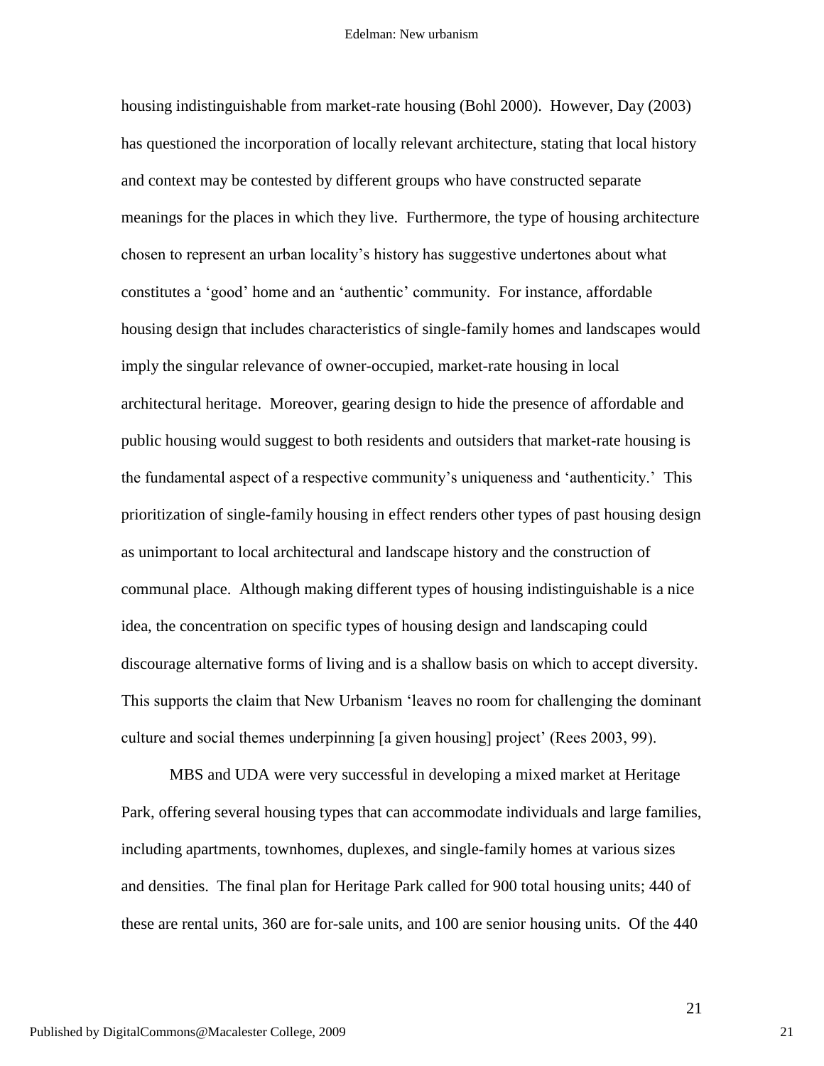housing indistinguishable from market-rate housing (Bohl 2000). However, Day (2003) has questioned the incorporation of locally relevant architecture, stating that local history and context may be contested by different groups who have constructed separate meanings for the places in which they live. Furthermore, the type of housing architecture chosen to represent an urban locality's history has suggestive undertones about what constitutes a 'good' home and an 'authentic' community. For instance, affordable housing design that includes characteristics of single-family homes and landscapes would imply the singular relevance of owner-occupied, market-rate housing in local architectural heritage. Moreover, gearing design to hide the presence of affordable and public housing would suggest to both residents and outsiders that market-rate housing is the fundamental aspect of a respective community's uniqueness and 'authenticity.' This prioritization of single-family housing in effect renders other types of past housing design as unimportant to local architectural and landscape history and the construction of communal place. Although making different types of housing indistinguishable is a nice idea, the concentration on specific types of housing design and landscaping could discourage alternative forms of living and is a shallow basis on which to accept diversity. This supports the claim that New Urbanism 'leaves no room for challenging the dominant culture and social themes underpinning [a given housing] project' (Rees 2003, 99).

MBS and UDA were very successful in developing a mixed market at Heritage Park, offering several housing types that can accommodate individuals and large families, including apartments, townhomes, duplexes, and single-family homes at various sizes and densities. The final plan for Heritage Park called for 900 total housing units; 440 of these are rental units, 360 are for-sale units, and 100 are senior housing units. Of the 440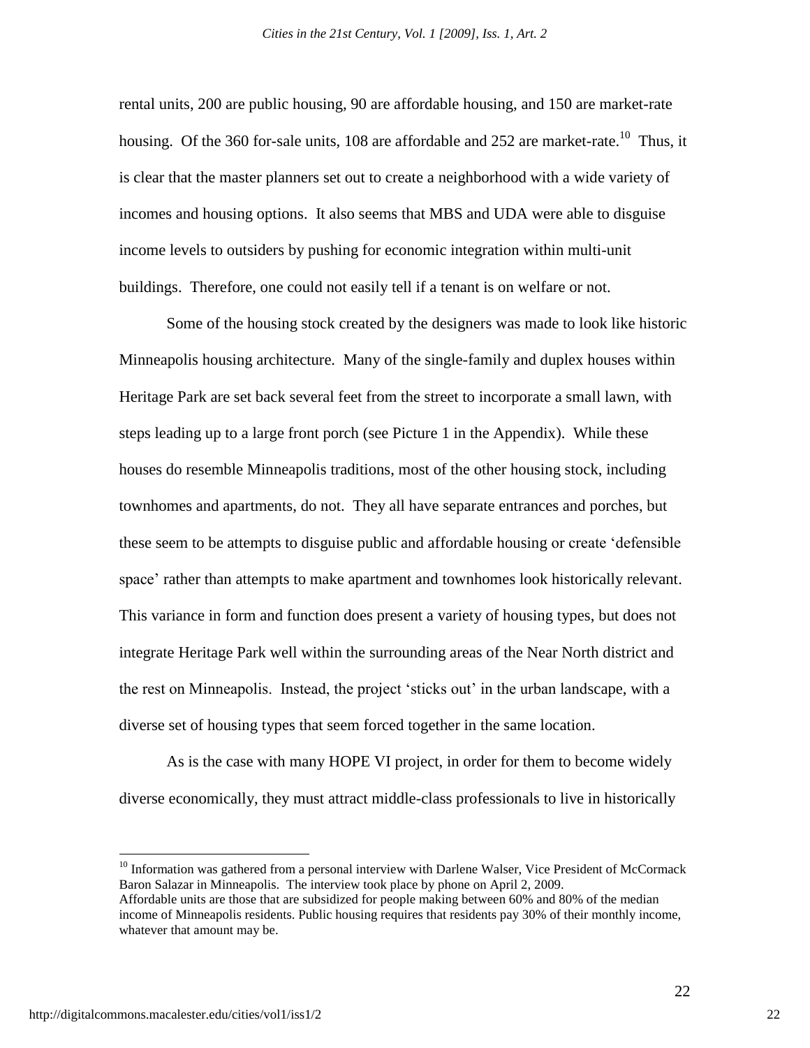rental units, 200 are public housing, 90 are affordable housing, and 150 are market-rate housing. Of the 360 for-sale units, 108 are affordable and 252 are market-rate.[10] Thus, it is clear that the master planners set out to create a neighborhood with a wide variety of incomes and housing options. It also seems that MBS and UDA were able to disguise income levels to outsiders by pushing for economic integration within multi-unit buildings. Therefore, one could not easily tell if a tenant is on welfare or not.

Some of the housing stock created by the designers was made to look like historic Minneapolis housing architecture. Many of the single-family and duplex houses within Heritage Park are set back several feet from the street to incorporate a small lawn, with steps leading up to a large front porch (see Picture 1 in the Appendix). While these houses do resemble Minneapolis traditions, most of the other housing stock, including townhomes and apartments, do not. They all have separate entrances and porches, but these seem to be attempts to disguise public and affordable housing or create 'defensible space' rather than attempts to make apartment and townhomes look historically relevant. This variance in form and function does present a variety of housing types, but does not integrate Heritage Park well within the surrounding areas of the Near North district and the rest on Minneapolis. Instead, the project 'sticks out' in the urban landscape, with a diverse set of housing types that seem forced together in the same location.

As is the case with many HOPE VI project, in order for them to become widely diverse economically, they must attract middle-class professionals to live in historically

---

[10] Information was gathered from a personal interview with Darlene Walser, Vice President of McCormack Baron Salazar in Minneapolis. The interview took place by phone on April 2, 2009.
Affordable units are those that are subsidized for people making between 60% and 80% of the median income of Minneapolis residents. Public housing requires that residents pay 30% of their monthly income, whatever that amount may be.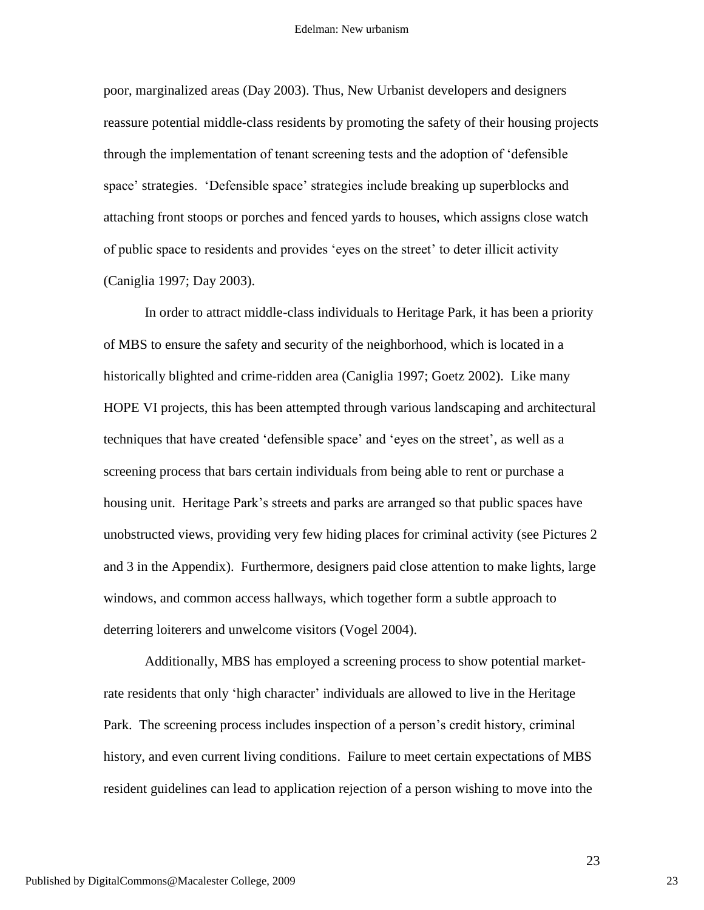poor, marginalized areas (Day 2003). Thus, New Urbanist developers and designers reassure potential middle-class residents by promoting the safety of their housing projects through the implementation of tenant screening tests and the adoption of 'defensible space' strategies. 'Defensible space' strategies include breaking up superblocks and attaching front stoops or porches and fenced yards to houses, which assigns close watch of public space to residents and provides 'eyes on the street' to deter illicit activity (Caniglia 1997; Day 2003).

In order to attract middle-class individuals to Heritage Park, it has been a priority of MBS to ensure the safety and security of the neighborhood, which is located in a historically blighted and crime-ridden area (Caniglia 1997; Goetz 2002). Like many HOPE VI projects, this has been attempted through various landscaping and architectural techniques that have created 'defensible space' and 'eyes on the street', as well as a screening process that bars certain individuals from being able to rent or purchase a housing unit. Heritage Park's streets and parks are arranged so that public spaces have unobstructed views, providing very few hiding places for criminal activity (see Pictures 2 and 3 in the Appendix). Furthermore, designers paid close attention to make lights, large windows, and common access hallways, which together form a subtle approach to deterring loiterers and unwelcome visitors (Vogel 2004).

Additionally, MBS has employed a screening process to show potential market-rate residents that only 'high character' individuals are allowed to live in the Heritage Park. The screening process includes inspection of a person's credit history, criminal history, and even current living conditions. Failure to meet certain expectations of MBS resident guidelines can lead to application rejection of a person wishing to move into the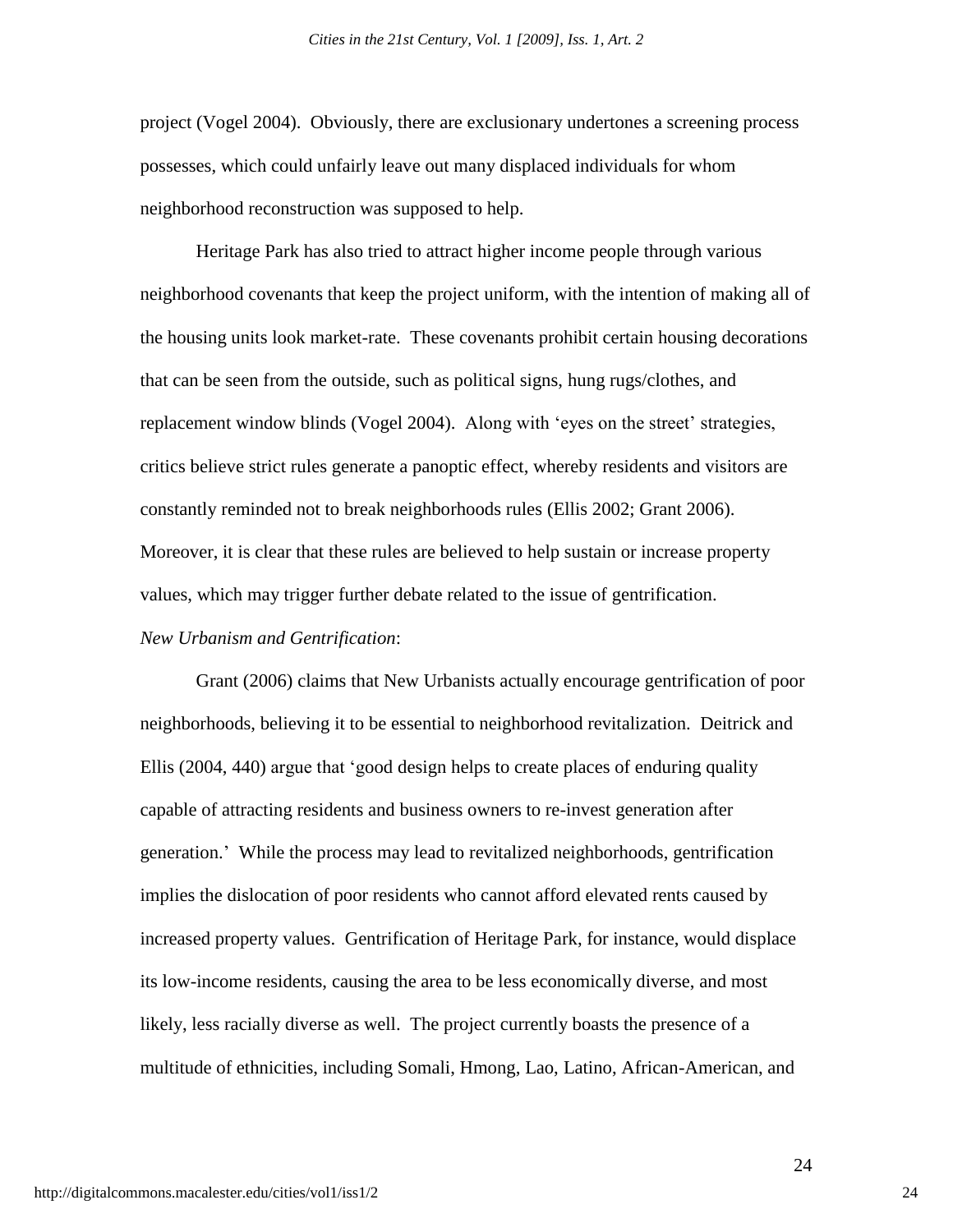project (Vogel 2004). Obviously, there are exclusionary undertones a screening process possesses, which could unfairly leave out many displaced individuals for whom neighborhood reconstruction was supposed to help.

Heritage Park has also tried to attract higher income people through various neighborhood covenants that keep the project uniform, with the intention of making all of the housing units look market-rate. These covenants prohibit certain housing decorations that can be seen from the outside, such as political signs, hung rugs/clothes, and replacement window blinds (Vogel 2004). Along with 'eyes on the street' strategies, critics believe strict rules generate a panoptic effect, whereby residents and visitors are constantly reminded not to break neighborhoods rules (Ellis 2002; Grant 2006). Moreover, it is clear that these rules are believed to help sustain or increase property values, which may trigger further debate related to the issue of gentrification.

*New Urbanism and Gentrification*:

Grant (2006) claims that New Urbanists actually encourage gentrification of poor neighborhoods, believing it to be essential to neighborhood revitalization. Deitrick and Ellis (2004, 440) argue that 'good design helps to create places of enduring quality capable of attracting residents and business owners to re-invest generation after generation.' While the process may lead to revitalized neighborhoods, gentrification implies the dislocation of poor residents who cannot afford elevated rents caused by increased property values. Gentrification of Heritage Park, for instance, would displace its low-income residents, causing the area to be less economically diverse, and most likely, less racially diverse as well. The project currently boasts the presence of a multitude of ethnicities, including Somali, Hmong, Lao, Latino, African-American, and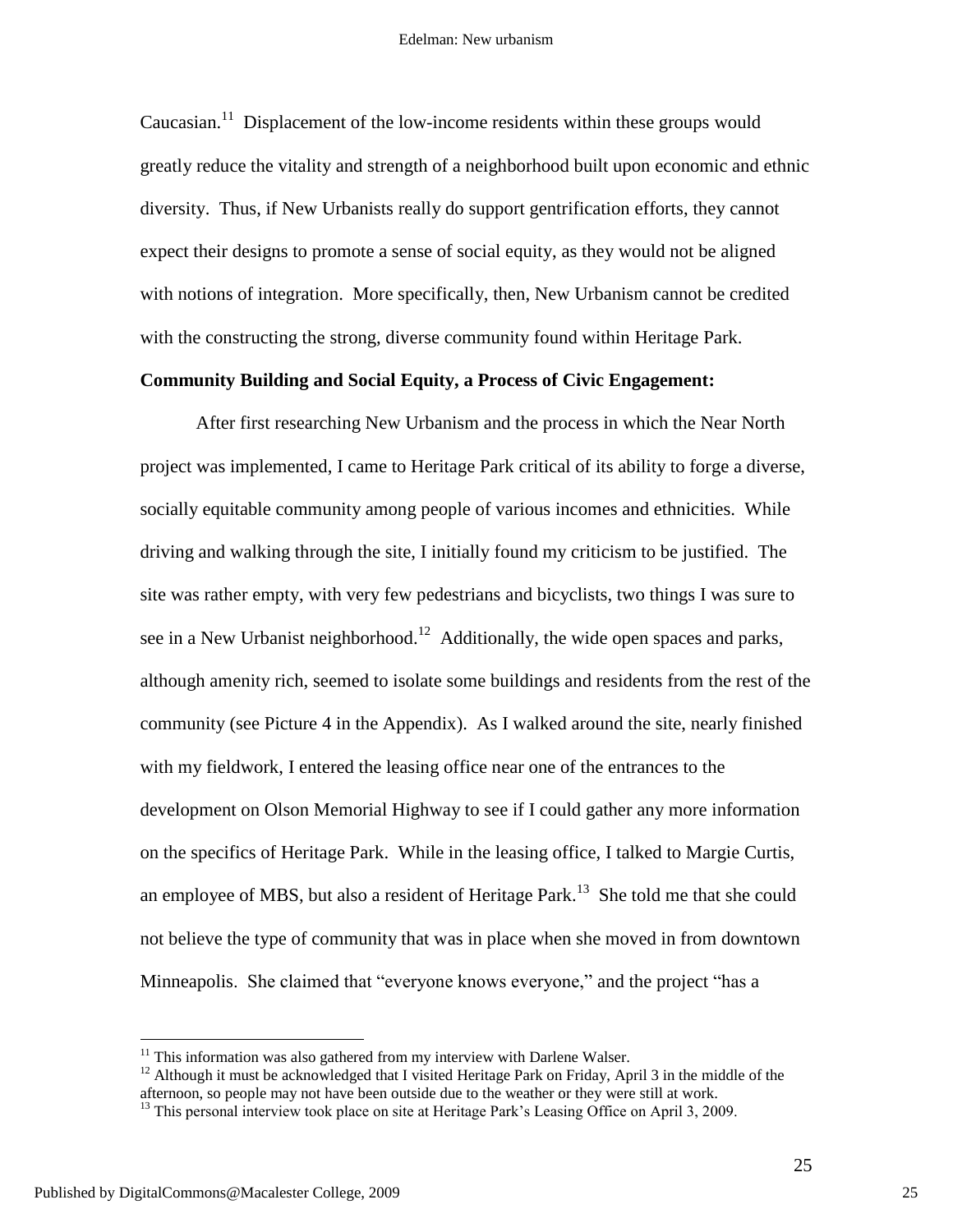Caucasian.[11] Displacement of the low-income residents within these groups would greatly reduce the vitality and strength of a neighborhood built upon economic and ethnic diversity. Thus, if New Urbanists really do support gentrification efforts, they cannot expect their designs to promote a sense of social equity, as they would not be aligned with notions of integration. More specifically, then, New Urbanism cannot be credited with the constructing the strong, diverse community found within Heritage Park.

**Community Building and Social Equity, a Process of Civic Engagement:**

After first researching New Urbanism and the process in which the Near North project was implemented, I came to Heritage Park critical of its ability to forge a diverse, socially equitable community among people of various incomes and ethnicities. While driving and walking through the site, I initially found my criticism to be justified. The site was rather empty, with very few pedestrians and bicyclists, two things I was sure to see in a New Urbanist neighborhood.[12] Additionally, the wide open spaces and parks, although amenity rich, seemed to isolate some buildings and residents from the rest of the community (see Picture 4 in the Appendix). As I walked around the site, nearly finished with my fieldwork, I entered the leasing office near one of the entrances to the development on Olson Memorial Highway to see if I could gather any more information on the specifics of Heritage Park. While in the leasing office, I talked to Margie Curtis, an employee of MBS, but also a resident of Heritage Park.[13] She told me that she could not believe the type of community that was in place when she moved in from downtown Minneapolis. She claimed that "everyone knows everyone," and the project "has a

---

[11] This information was also gathered from my interview with Darlene Walser.

[12] Although it must be acknowledged that I visited Heritage Park on Friday, April 3 in the middle of the afternoon, so people may not have been outside due to the weather or they were still at work.

[13] This personal interview took place on site at Heritage Park's Leasing Office on April 3, 2009.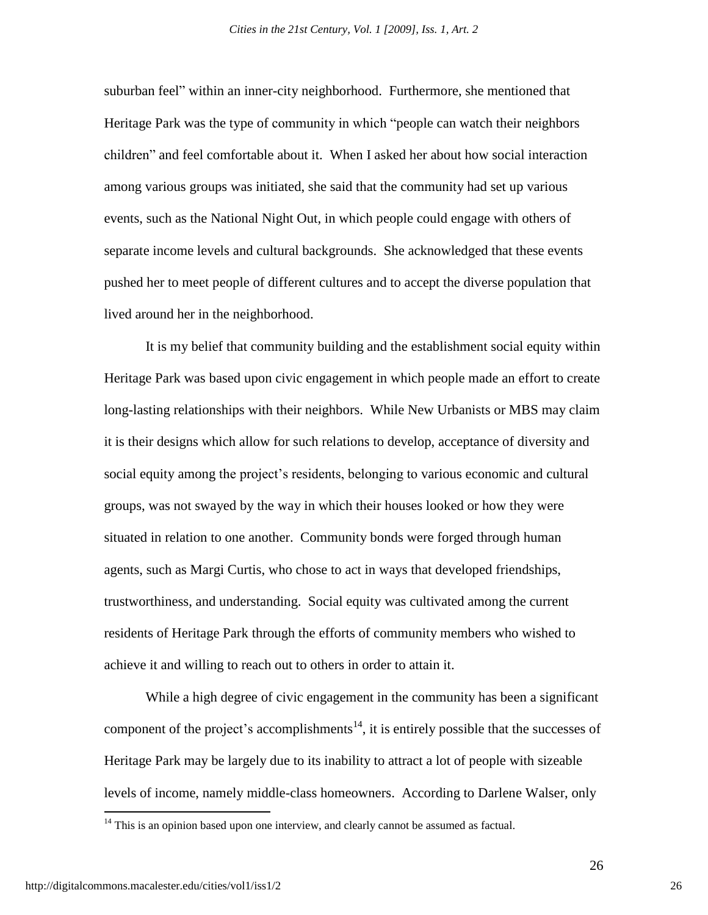suburban feel" within an inner-city neighborhood. Furthermore, she mentioned that Heritage Park was the type of community in which "people can watch their neighbors children" and feel comfortable about it. When I asked her about how social interaction among various groups was initiated, she said that the community had set up various events, such as the National Night Out, in which people could engage with others of separate income levels and cultural backgrounds. She acknowledged that these events pushed her to meet people of different cultures and to accept the diverse population that lived around her in the neighborhood.

It is my belief that community building and the establishment social equity within Heritage Park was based upon civic engagement in which people made an effort to create long-lasting relationships with their neighbors. While New Urbanists or MBS may claim it is their designs which allow for such relations to develop, acceptance of diversity and social equity among the project's residents, belonging to various economic and cultural groups, was not swayed by the way in which their houses looked or how they were situated in relation to one another. Community bonds were forged through human agents, such as Margi Curtis, who chose to act in ways that developed friendships, trustworthiness, and understanding. Social equity was cultivated among the current residents of Heritage Park through the efforts of community members who wished to achieve it and willing to reach out to others in order to attain it.

While a high degree of civic engagement in the community has been a significant component of the project's accomplishments[14], it is entirely possible that the successes of Heritage Park may be largely due to its inability to attract a lot of people with sizeable levels of income, namely middle-class homeowners. According to Darlene Walser, only

[14] This is an opinion based upon one interview, and clearly cannot be assumed as factual.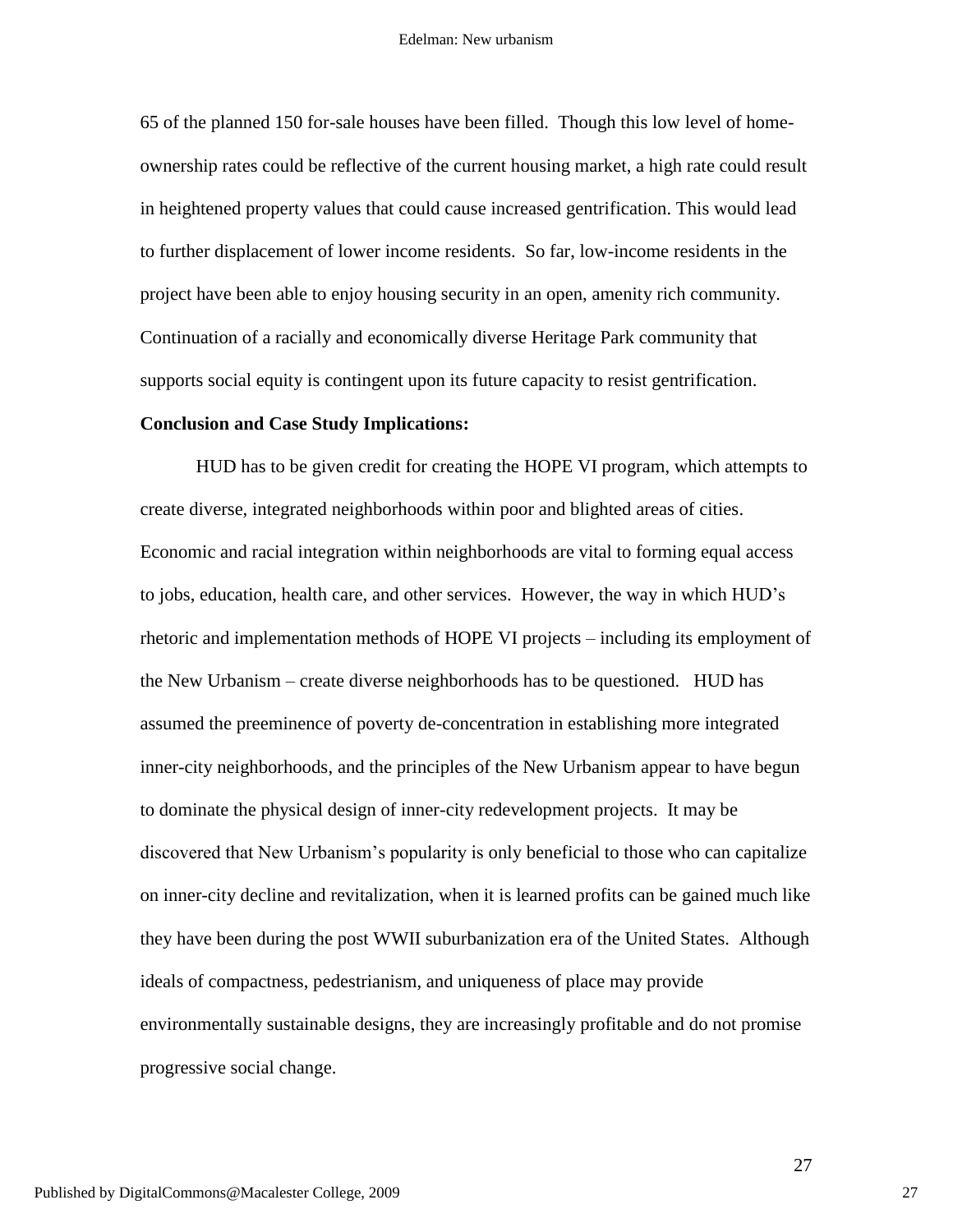65 of the planned 150 for-sale houses have been filled. Though this low level of home-ownership rates could be reflective of the current housing market, a high rate could result in heightened property values that could cause increased gentrification. This would lead to further displacement of lower income residents. So far, low-income residents in the project have been able to enjoy housing security in an open, amenity rich community. Continuation of a racially and economically diverse Heritage Park community that supports social equity is contingent upon its future capacity to resist gentrification.

**Conclusion and Case Study Implications:**

HUD has to be given credit for creating the HOPE VI program, which attempts to create diverse, integrated neighborhoods within poor and blighted areas of cities. Economic and racial integration within neighborhoods are vital to forming equal access to jobs, education, health care, and other services. However, the way in which HUD's rhetoric and implementation methods of HOPE VI projects – including its employment of the New Urbanism – create diverse neighborhoods has to be questioned. HUD has assumed the preeminence of poverty de-concentration in establishing more integrated inner-city neighborhoods, and the principles of the New Urbanism appear to have begun to dominate the physical design of inner-city redevelopment projects. It may be discovered that New Urbanism's popularity is only beneficial to those who can capitalize on inner-city decline and revitalization, when it is learned profits can be gained much like they have been during the post WWII suburbanization era of the United States. Although ideals of compactness, pedestrianism, and uniqueness of place may provide environmentally sustainable designs, they are increasingly profitable and do not promise progressive social change.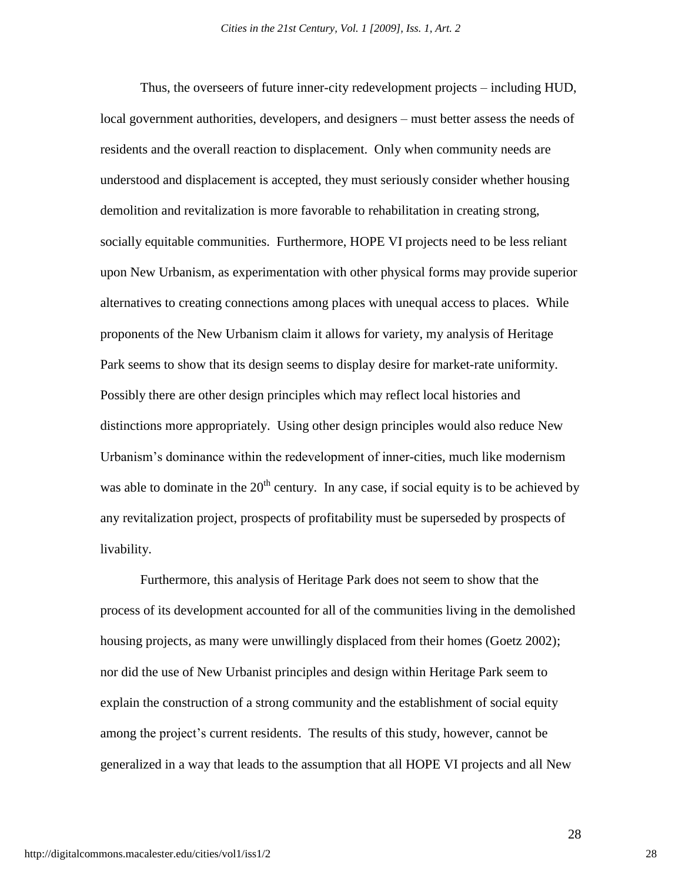Thus, the overseers of future inner-city redevelopment projects – including HUD, local government authorities, developers, and designers – must better assess the needs of residents and the overall reaction to displacement. Only when community needs are understood and displacement is accepted, they must seriously consider whether housing demolition and revitalization is more favorable to rehabilitation in creating strong, socially equitable communities. Furthermore, HOPE VI projects need to be less reliant upon New Urbanism, as experimentation with other physical forms may provide superior alternatives to creating connections among places with unequal access to places. While proponents of the New Urbanism claim it allows for variety, my analysis of Heritage Park seems to show that its design seems to display desire for market-rate uniformity. Possibly there are other design principles which may reflect local histories and distinctions more appropriately. Using other design principles would also reduce New Urbanism's dominance within the redevelopment of inner-cities, much like modernism was able to dominate in the 20th century. In any case, if social equity is to be achieved by any revitalization project, prospects of profitability must be superseded by prospects of livability.

Furthermore, this analysis of Heritage Park does not seem to show that the process of its development accounted for all of the communities living in the demolished housing projects, as many were unwillingly displaced from their homes (Goetz 2002); nor did the use of New Urbanist principles and design within Heritage Park seem to explain the construction of a strong community and the establishment of social equity among the project's current residents. The results of this study, however, cannot be generalized in a way that leads to the assumption that all HOPE VI projects and all New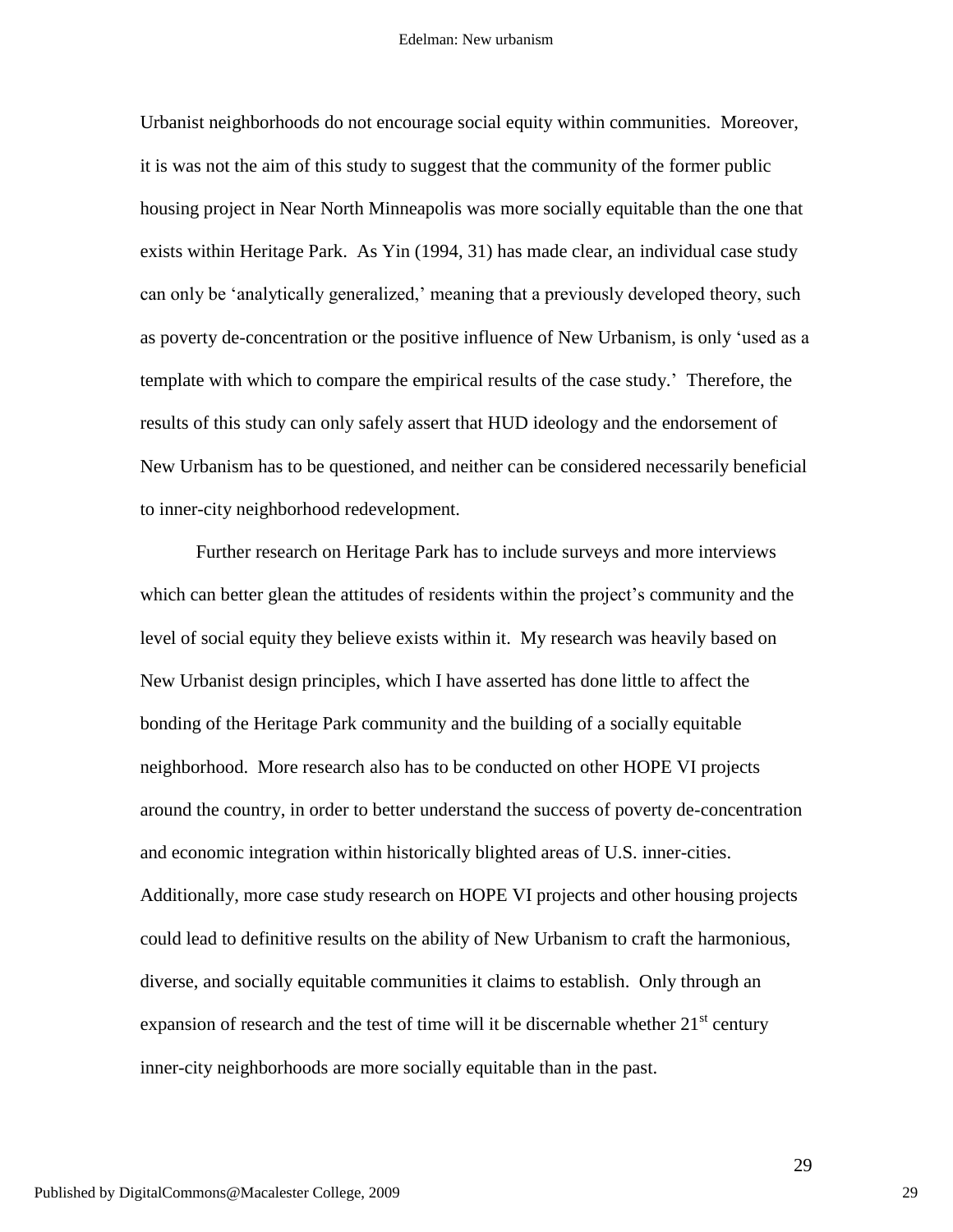Urbanist neighborhoods do not encourage social equity within communities. Moreover, it is was not the aim of this study to suggest that the community of the former public housing project in Near North Minneapolis was more socially equitable than the one that exists within Heritage Park. As Yin (1994, 31) has made clear, an individual case study can only be 'analytically generalized,' meaning that a previously developed theory, such as poverty de-concentration or the positive influence of New Urbanism, is only 'used as a template with which to compare the empirical results of the case study.' Therefore, the results of this study can only safely assert that HUD ideology and the endorsement of New Urbanism has to be questioned, and neither can be considered necessarily beneficial to inner-city neighborhood redevelopment.

Further research on Heritage Park has to include surveys and more interviews which can better glean the attitudes of residents within the project's community and the level of social equity they believe exists within it. My research was heavily based on New Urbanist design principles, which I have asserted has done little to affect the bonding of the Heritage Park community and the building of a socially equitable neighborhood. More research also has to be conducted on other HOPE VI projects around the country, in order to better understand the success of poverty de-concentration and economic integration within historically blighted areas of U.S. inner-cities. Additionally, more case study research on HOPE VI projects and other housing projects could lead to definitive results on the ability of New Urbanism to craft the harmonious, diverse, and socially equitable communities it claims to establish. Only through an expansion of research and the test of time will it be discernable whether 21st century inner-city neighborhoods are more socially equitable than in the past.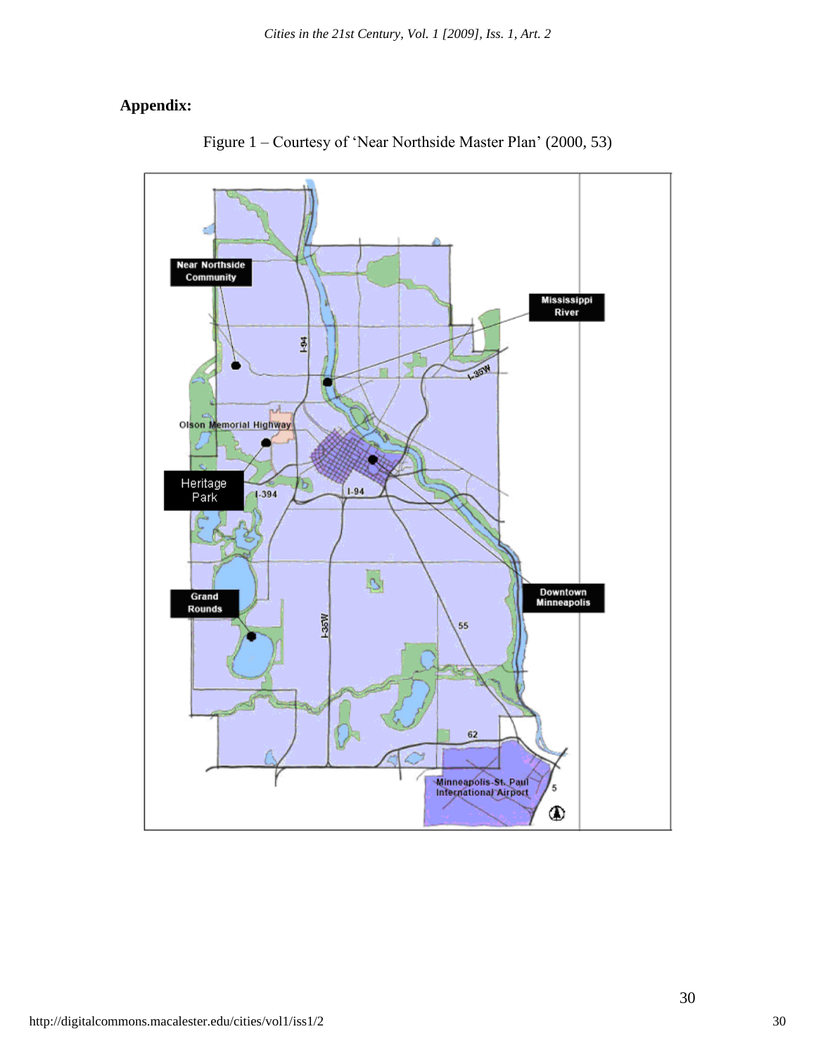**Appendix:**

Figure 1 – Courtesy of 'Near Northside Master Plan' (2000, 53)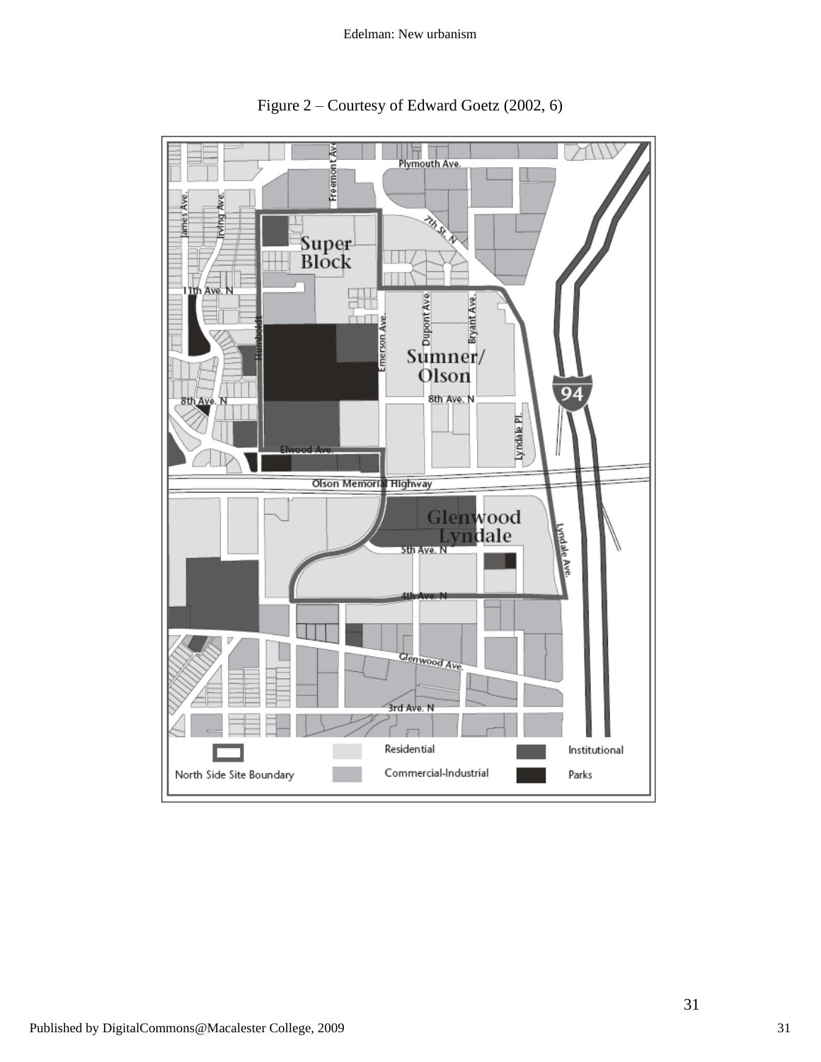Figure 2 – Courtesy of Edward Goetz (2002, 6)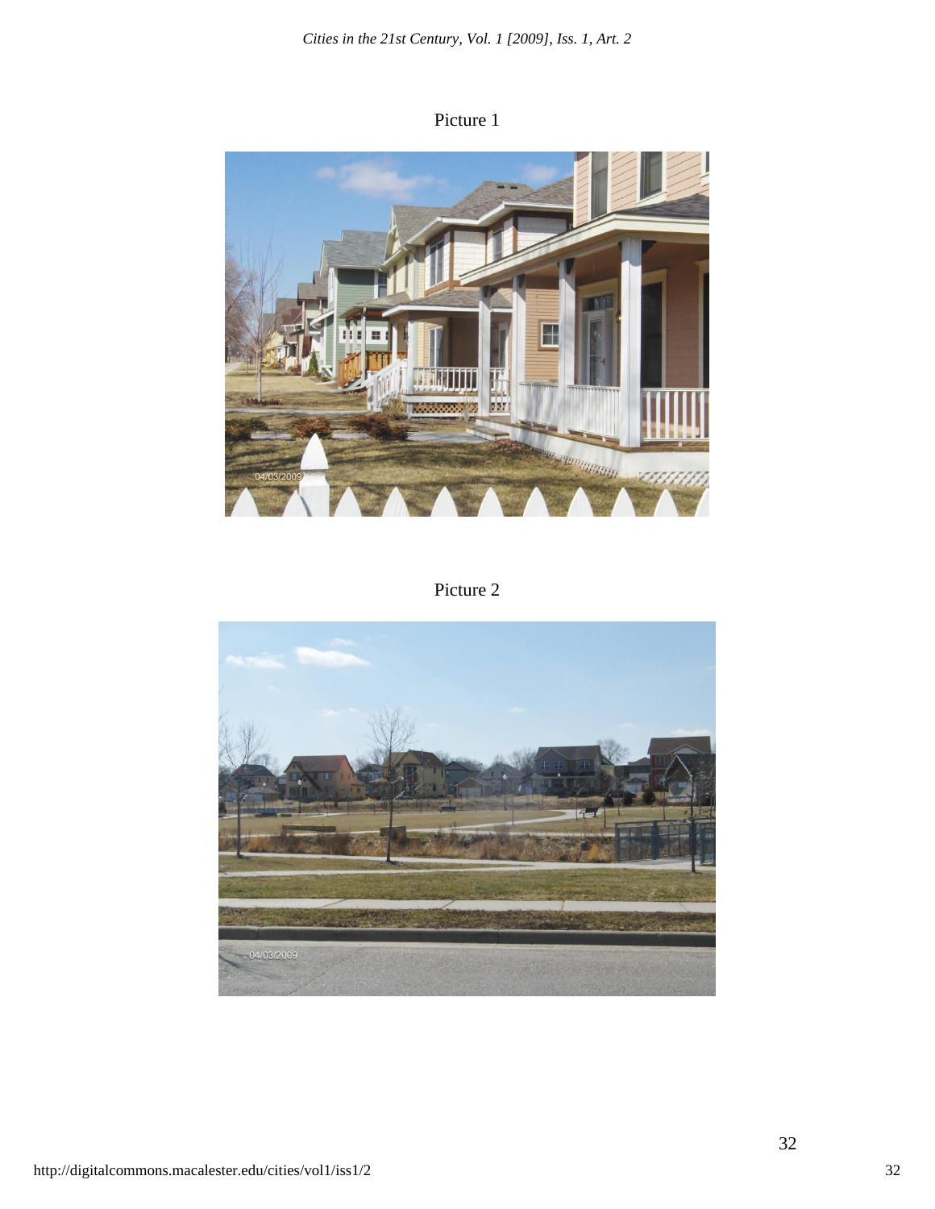Picture 1

Picture 2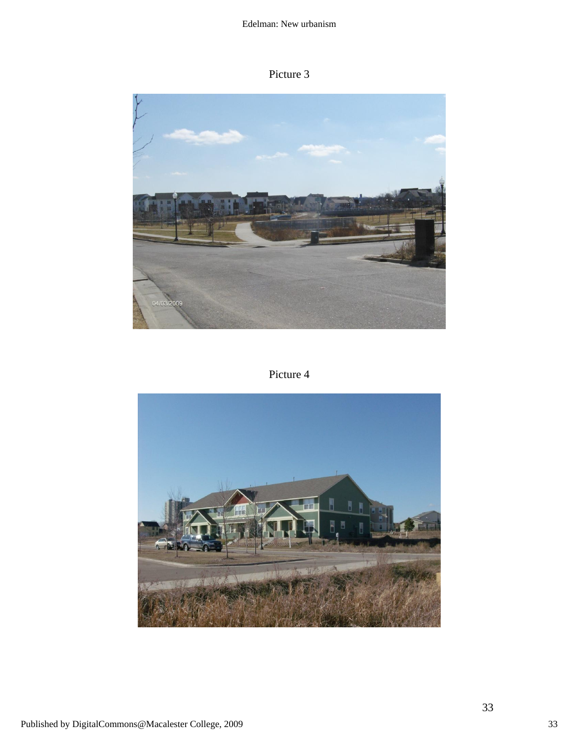Picture 3

Picture 4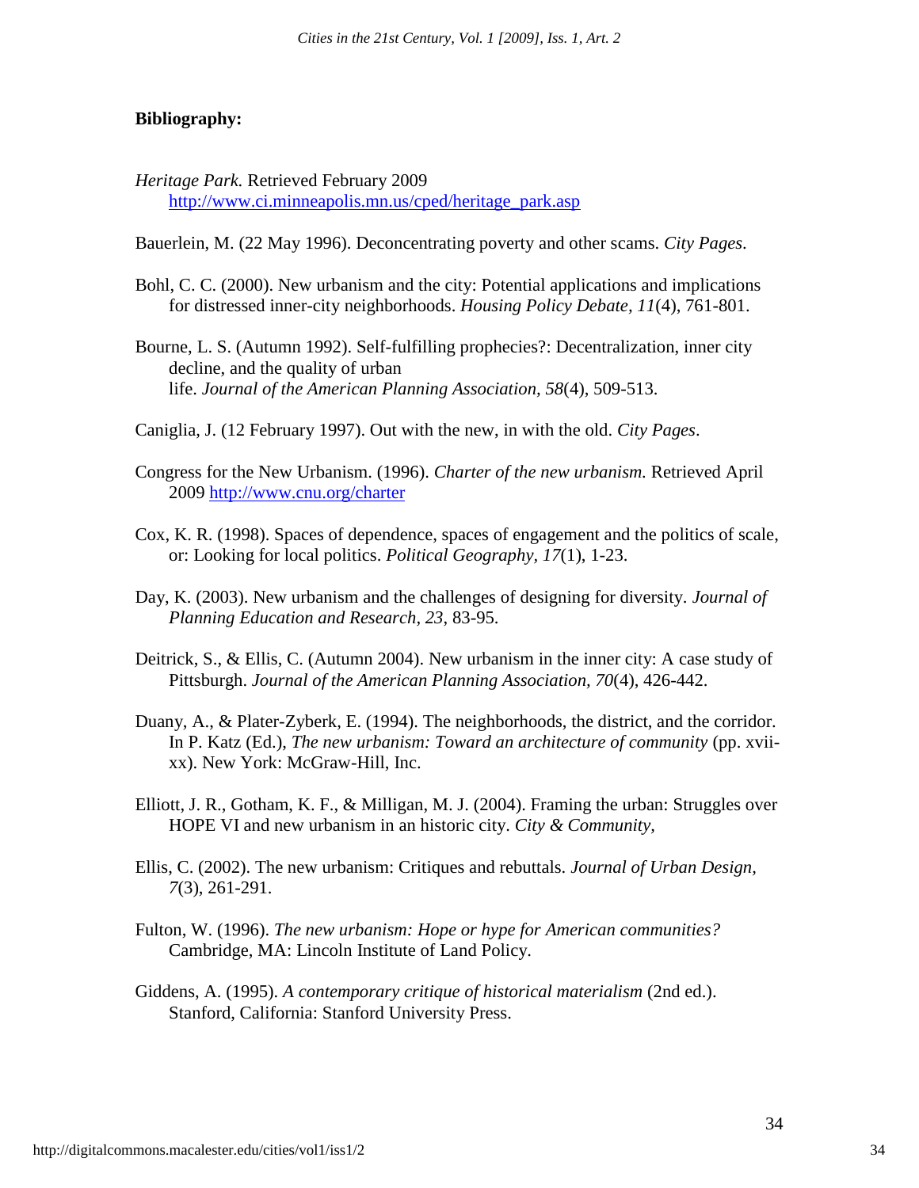**Bibliography:**

*Heritage Park.* Retrieved February 2009 http://www.ci.minneapolis.mn.us/cped/heritage_park.asp

Bauerlein, M. (22 May 1996). Deconcentrating poverty and other scams. *City Pages*.

Bohl, C. C. (2000). New urbanism and the city: Potential applications and implications for distressed inner-city neighborhoods. *Housing Policy Debate, 11*(4), 761-801.

Bourne, L. S. (Autumn 1992). Self-fulfilling prophecies?: Decentralization, inner city decline, and the quality of urban life. *Journal of the American Planning Association, 58*(4), 509-513.

Caniglia, J. (12 February 1997). Out with the new, in with the old. *City Pages*.

Congress for the New Urbanism. (1996). *Charter of the new urbanism.* Retrieved April 2009 http://www.cnu.org/charter

Cox, K. R. (1998). Spaces of dependence, spaces of engagement and the politics of scale, or: Looking for local politics. *Political Geography, 17*(1), 1-23.

Day, K. (2003). New urbanism and the challenges of designing for diversity. *Journal of Planning Education and Research, 23*, 83-95.

Deitrick, S., & Ellis, C. (Autumn 2004). New urbanism in the inner city: A case study of Pittsburgh. *Journal of the American Planning Association, 70*(4), 426-442.

Duany, A., & Plater-Zyberk, E. (1994). The neighborhoods, the district, and the corridor. In P. Katz (Ed.), *The new urbanism: Toward an architecture of community* (pp. xvii-xx). New York: McGraw-Hill, Inc.

Elliott, J. R., Gotham, K. F., & Milligan, M. J. (2004). Framing the urban: Struggles over HOPE VI and new urbanism in an historic city. *City & Community,*

Ellis, C. (2002). The new urbanism: Critiques and rebuttals. *Journal of Urban Design, 7*(3), 261-291.

Fulton, W. (1996). *The new urbanism: Hope or hype for American communities?* Cambridge, MA: Lincoln Institute of Land Policy.

Giddens, A. (1995). *A contemporary critique of historical materialism* (2nd ed.). Stanford, California: Stanford University Press.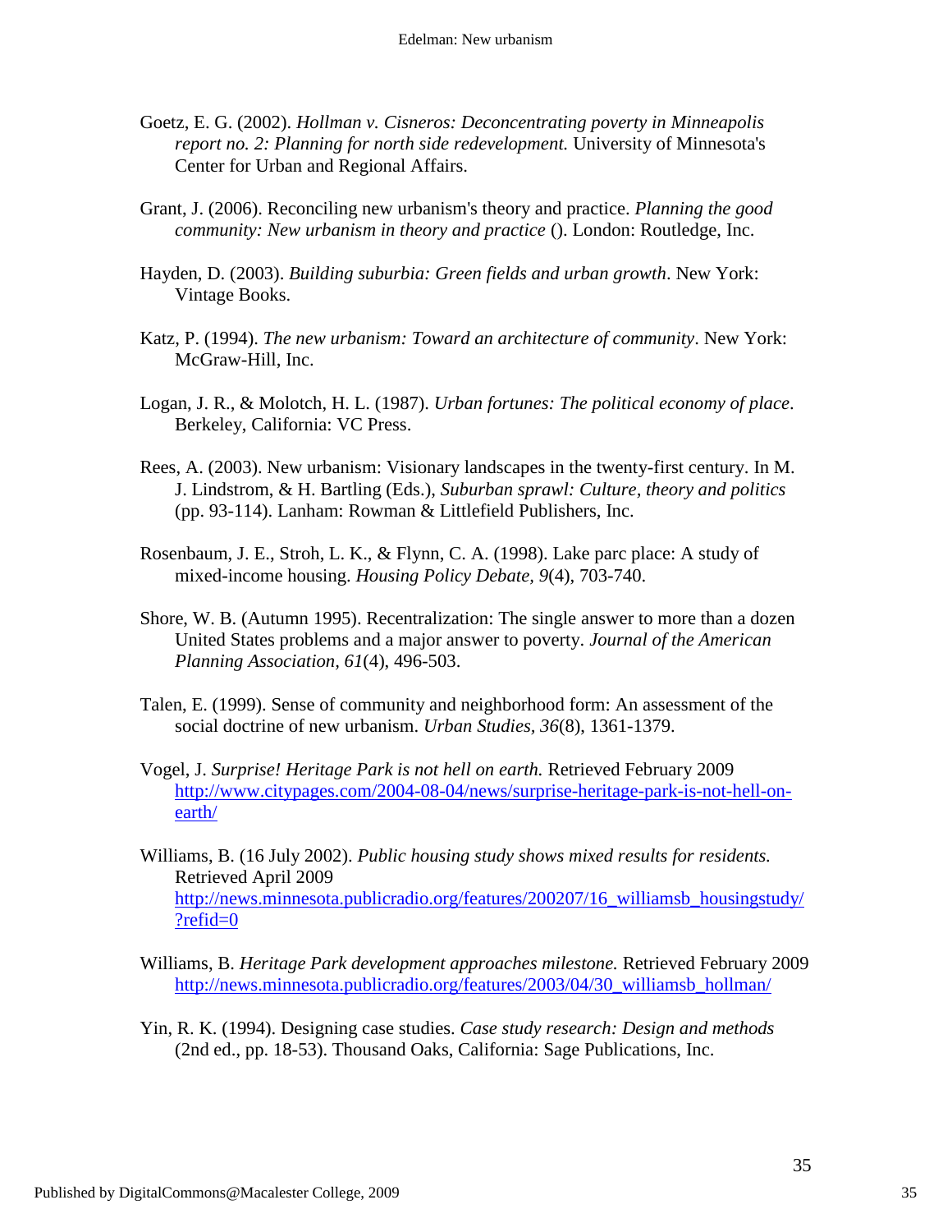Goetz, E. G. (2002). *Hollman v. Cisneros: Deconcentrating poverty in Minneapolis report no. 2: Planning for north side redevelopment.* University of Minnesota's Center for Urban and Regional Affairs.

Grant, J. (2006). Reconciling new urbanism's theory and practice. *Planning the good community: New urbanism in theory and practice* (). London: Routledge, Inc.

Hayden, D. (2003). *Building suburbia: Green fields and urban growth*. New York: Vintage Books.

Katz, P. (1994). *The new urbanism: Toward an architecture of community*. New York: McGraw-Hill, Inc.

Logan, J. R., & Molotch, H. L. (1987). *Urban fortunes: The political economy of place*. Berkeley, California: VC Press.

Rees, A. (2003). New urbanism: Visionary landscapes in the twenty-first century. In M. J. Lindstrom, & H. Bartling (Eds.), *Suburban sprawl: Culture, theory and politics* (pp. 93-114). Lanham: Rowman & Littlefield Publishers, Inc.

Rosenbaum, J. E., Stroh, L. K., & Flynn, C. A. (1998). Lake parc place: A study of mixed-income housing. *Housing Policy Debate, 9*(4), 703-740.

Shore, W. B. (Autumn 1995). Recentralization: The single answer to more than a dozen United States problems and a major answer to poverty. *Journal of the American Planning Association, 61*(4), 496-503.

Talen, E. (1999). Sense of community and neighborhood form: An assessment of the social doctrine of new urbanism. *Urban Studies, 36*(8), 1361-1379.

Vogel, J. *Surprise! Heritage Park is not hell on earth.* Retrieved February 2009 http://www.citypages.com/2004-08-04/news/surprise-heritage-park-is-not-hell-on-earth/

Williams, B. (16 July 2002). *Public housing study shows mixed results for residents.* Retrieved April 2009 http://news.minnesota.publicradio.org/features/200207/16_williamsb_housingstudy/?refid=0

Williams, B. *Heritage Park development approaches milestone.* Retrieved February 2009 http://news.minnesota.publicradio.org/features/2003/04/30_williamsb_hollman/

Yin, R. K. (1994). Designing case studies. *Case study research: Design and methods* (2nd ed., pp. 18-53). Thousand Oaks, California: Sage Publications, Inc.